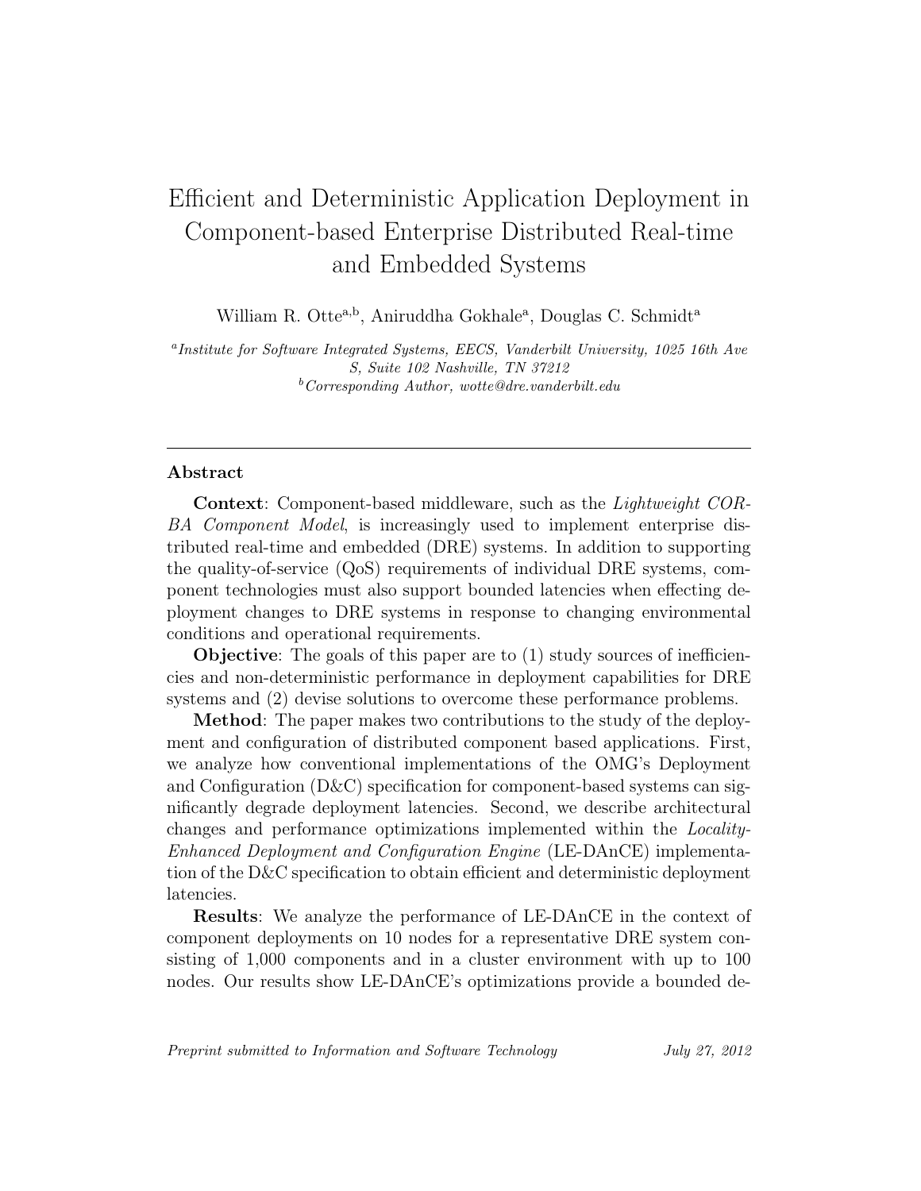# Efficient and Deterministic Application Deployment in Component-based Enterprise Distributed Real-time and Embedded Systems

William R. Otte[a,b], Aniruddha Gokhale[a], Douglas C. Schmidt[a]

[a] *Institute for Software Integrated Systems, EECS, Vanderbilt University, 1025 16th Ave S, Suite 102 Nashville, TN 37212*

[b] *Corresponding Author, wotte@dre.vanderbilt.edu*

---

## Abstract

**Context**: Component-based middleware, such as the *Lightweight CORBA Component Model*, is increasingly used to implement enterprise distributed real-time and embedded (DRE) systems. In addition to supporting the quality-of-service (QoS) requirements of individual DRE systems, component technologies must also support bounded latencies when effecting deployment changes to DRE systems in response to changing environmental conditions and operational requirements.

**Objective**: The goals of this paper are to (1) study sources of inefficiencies and non-deterministic performance in deployment capabilities for DRE systems and (2) devise solutions to overcome these performance problems.

**Method**: The paper makes two contributions to the study of the deployment and configuration of distributed component based applications. First, we analyze how conventional implementations of the OMG's Deployment and Configuration (D&C) specification for component-based systems can significantly degrade deployment latencies. Second, we describe architectural changes and performance optimizations implemented within the *Locality-Enhanced Deployment and Configuration Engine* (LE-DAnCE) implementation of the D&C specification to obtain efficient and deterministic deployment latencies.

**Results**: We analyze the performance of LE-DAnCE in the context of component deployments on 10 nodes for a representative DRE system consisting of 1,000 components and in a cluster environment with up to 100 nodes. Our results show LE-DAnCE's optimizations provide a bounded de-

*Preprint submitted to Information and Software Technology* *July 27, 2012*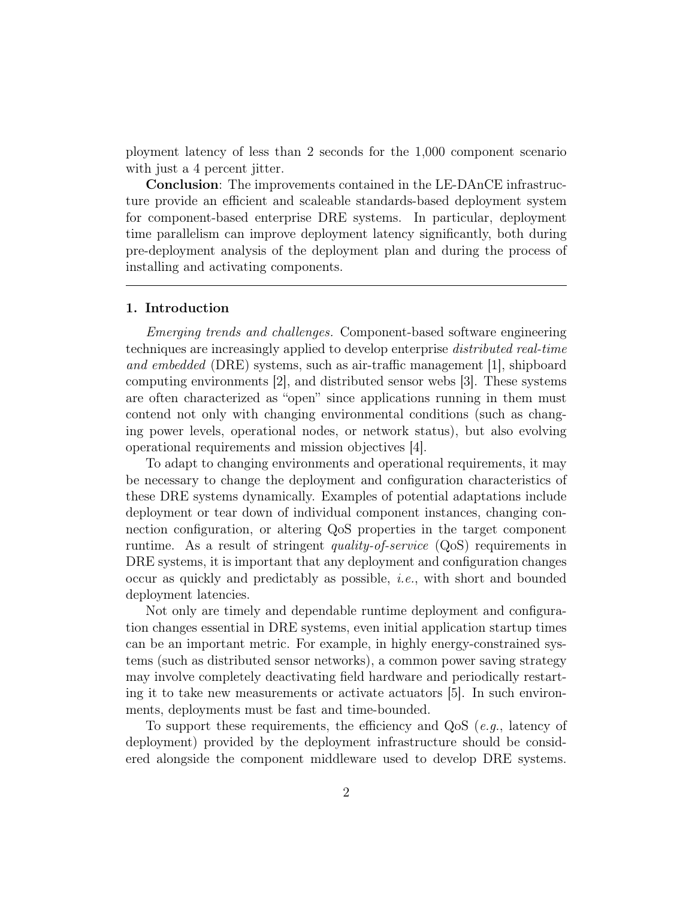ployment latency of less than 2 seconds for the 1,000 component scenario with just a 4 percent jitter.

**Conclusion**: The improvements contained in the LE-DAnCE infrastructure provide an efficient and scaleable standards-based deployment system for component-based enterprise DRE systems. In particular, deployment time parallelism can improve deployment latency significantly, both during pre-deployment analysis of the deployment plan and during the process of installing and activating components.

---

## 1. Introduction

*Emerging trends and challenges.* Component-based software engineering techniques are increasingly applied to develop enterprise *distributed real-time and embedded* (DRE) systems, such as air-traffic management [1], shipboard computing environments [2], and distributed sensor webs [3]. These systems are often characterized as "open" since applications running in them must contend not only with changing environmental conditions (such as changing power levels, operational nodes, or network status), but also evolving operational requirements and mission objectives [4].

To adapt to changing environments and operational requirements, it may be necessary to change the deployment and configuration characteristics of these DRE systems dynamically. Examples of potential adaptations include deployment or tear down of individual component instances, changing connection configuration, or altering QoS properties in the target component runtime. As a result of stringent *quality-of-service* (QoS) requirements in DRE systems, it is important that any deployment and configuration changes occur as quickly and predictably as possible, *i.e.*, with short and bounded deployment latencies.

Not only are timely and dependable runtime deployment and configuration changes essential in DRE systems, even initial application startup times can be an important metric. For example, in highly energy-constrained systems (such as distributed sensor networks), a common power saving strategy may involve completely deactivating field hardware and periodically restarting it to take new measurements or activate actuators [5]. In such environments, deployments must be fast and time-bounded.

To support these requirements, the efficiency and QoS (*e.g.*, latency of deployment) provided by the deployment infrastructure should be considered alongside the component middleware used to develop DRE systems.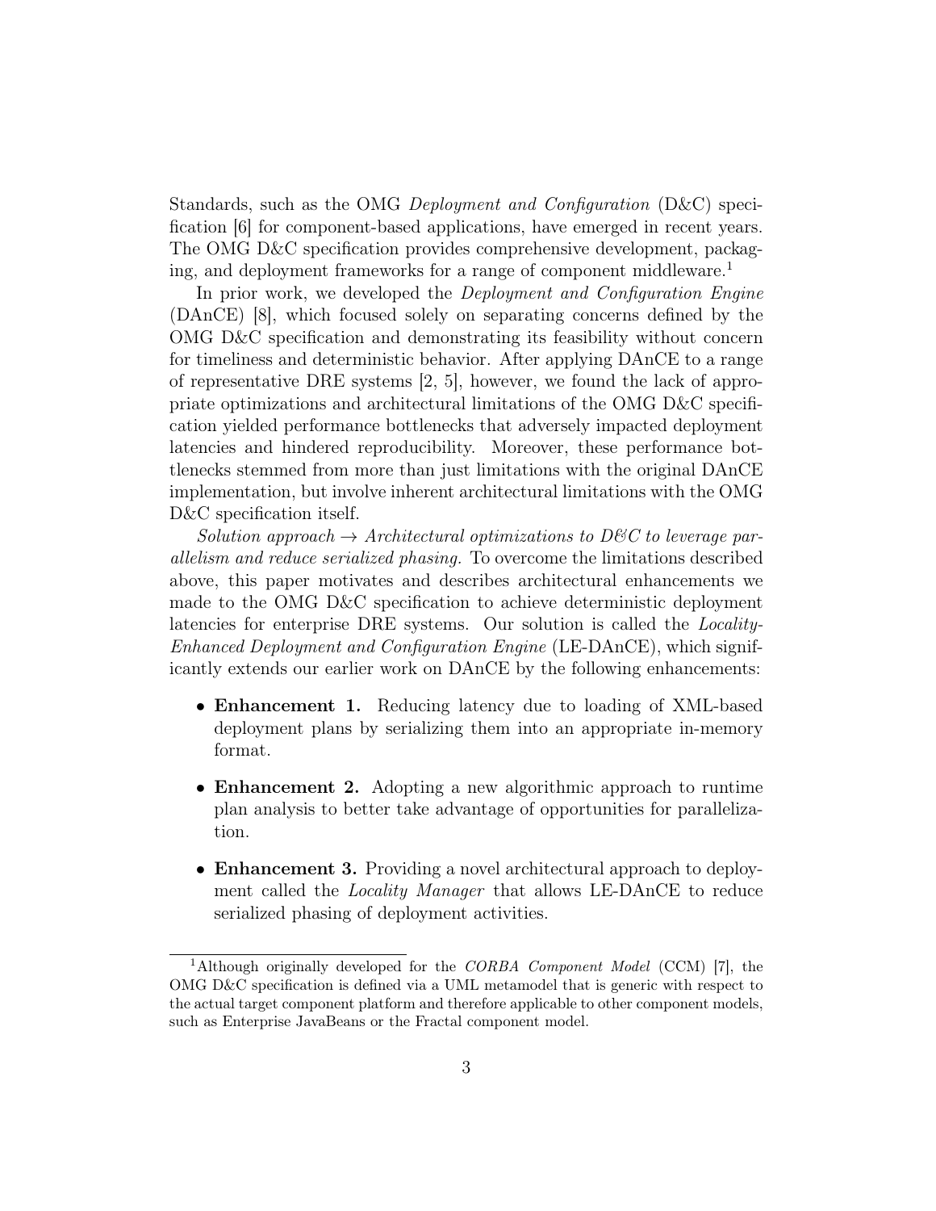Standards, such as the OMG *Deployment and Configuration* (D&C) specification [6] for component-based applications, have emerged in recent years. The OMG D&C specification provides comprehensive development, packaging, and deployment frameworks for a range of component middleware.[1]

In prior work, we developed the *Deployment and Configuration Engine* (DAnCE) [8], which focused solely on separating concerns defined by the OMG D&C specification and demonstrating its feasibility without concern for timeliness and deterministic behavior. After applying DAnCE to a range of representative DRE systems [2, 5], however, we found the lack of appropriate optimizations and architectural limitations of the OMG D&C specification yielded performance bottlenecks that adversely impacted deployment latencies and hindered reproducibility. Moreover, these performance bottlenecks stemmed from more than just limitations with the original DAnCE implementation, but involve inherent architectural limitations with the OMG D&C specification itself.

*Solution approach → Architectural optimizations to D&C to leverage parallelism and reduce serialized phasing.* To overcome the limitations described above, this paper motivates and describes architectural enhancements we made to the OMG D&C specification to achieve deterministic deployment latencies for enterprise DRE systems. Our solution is called the *Locality-Enhanced Deployment and Configuration Engine* (LE-DAnCE), which significantly extends our earlier work on DAnCE by the following enhancements:

- **Enhancement 1.** Reducing latency due to loading of XML-based deployment plans by serializing them into an appropriate in-memory format.
- **Enhancement 2.** Adopting a new algorithmic approach to runtime plan analysis to better take advantage of opportunities for parallelization.
- **Enhancement 3.** Providing a novel architectural approach to deployment called the *Locality Manager* that allows LE-DAnCE to reduce serialized phasing of deployment activities.

[1] Although originally developed for the *CORBA Component Model* (CCM) [7], the OMG D&C specification is defined via a UML metamodel that is generic with respect to the actual target component platform and therefore applicable to other component models, such as Enterprise JavaBeans or the Fractal component model.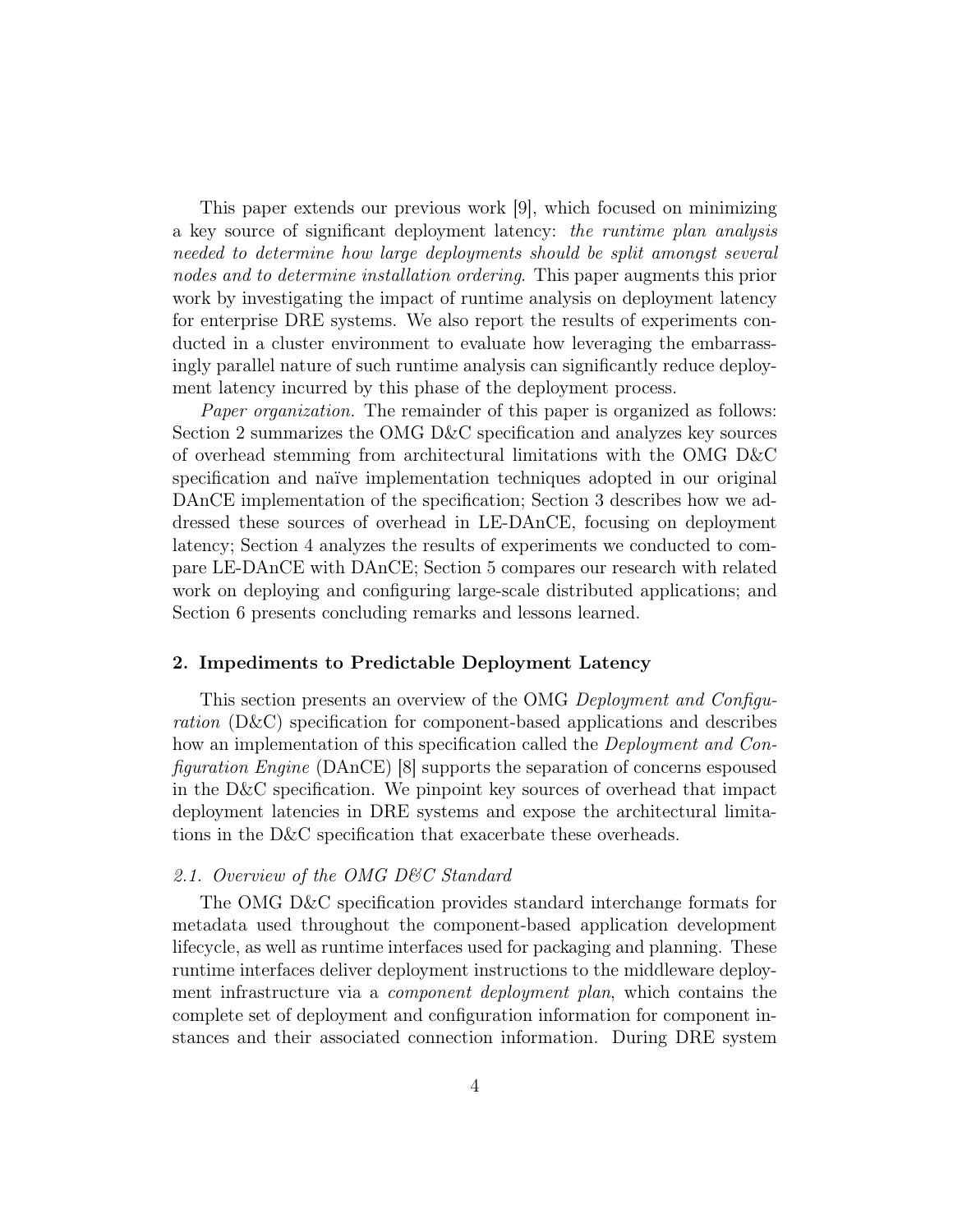This paper extends our previous work [9], which focused on minimizing a key source of significant deployment latency: *the runtime plan analysis needed to determine how large deployments should be split amongst several nodes and to determine installation ordering*. This paper augments this prior work by investigating the impact of runtime analysis on deployment latency for enterprise DRE systems. We also report the results of experiments conducted in a cluster environment to evaluate how leveraging the embarrassingly parallel nature of such runtime analysis can significantly reduce deployment latency incurred by this phase of the deployment process.

*Paper organization.* The remainder of this paper is organized as follows: Section 2 summarizes the OMG D&C specification and analyzes key sources of overhead stemming from architectural limitations with the OMG D&C specification and naïve implementation techniques adopted in our original DAnCE implementation of the specification; Section 3 describes how we addressed these sources of overhead in LE-DAnCE, focusing on deployment latency; Section 4 analyzes the results of experiments we conducted to compare LE-DAnCE with DAnCE; Section 5 compares our research with related work on deploying and configuring large-scale distributed applications; and Section 6 presents concluding remarks and lessons learned.

## 2. Impediments to Predictable Deployment Latency

This section presents an overview of the OMG *Deployment and Configuration* (D&C) specification for component-based applications and describes how an implementation of this specification called the *Deployment and Configuration Engine* (DAnCE) [8] supports the separation of concerns espoused in the D&C specification. We pinpoint key sources of overhead that impact deployment latencies in DRE systems and expose the architectural limitations in the D&C specification that exacerbate these overheads.

### *2.1. Overview of the OMG D&C Standard*

The OMG D&C specification provides standard interchange formats for metadata used throughout the component-based application development lifecycle, as well as runtime interfaces used for packaging and planning. These runtime interfaces deliver deployment instructions to the middleware deployment infrastructure via a *component deployment plan*, which contains the complete set of deployment and configuration information for component instances and their associated connection information. During DRE system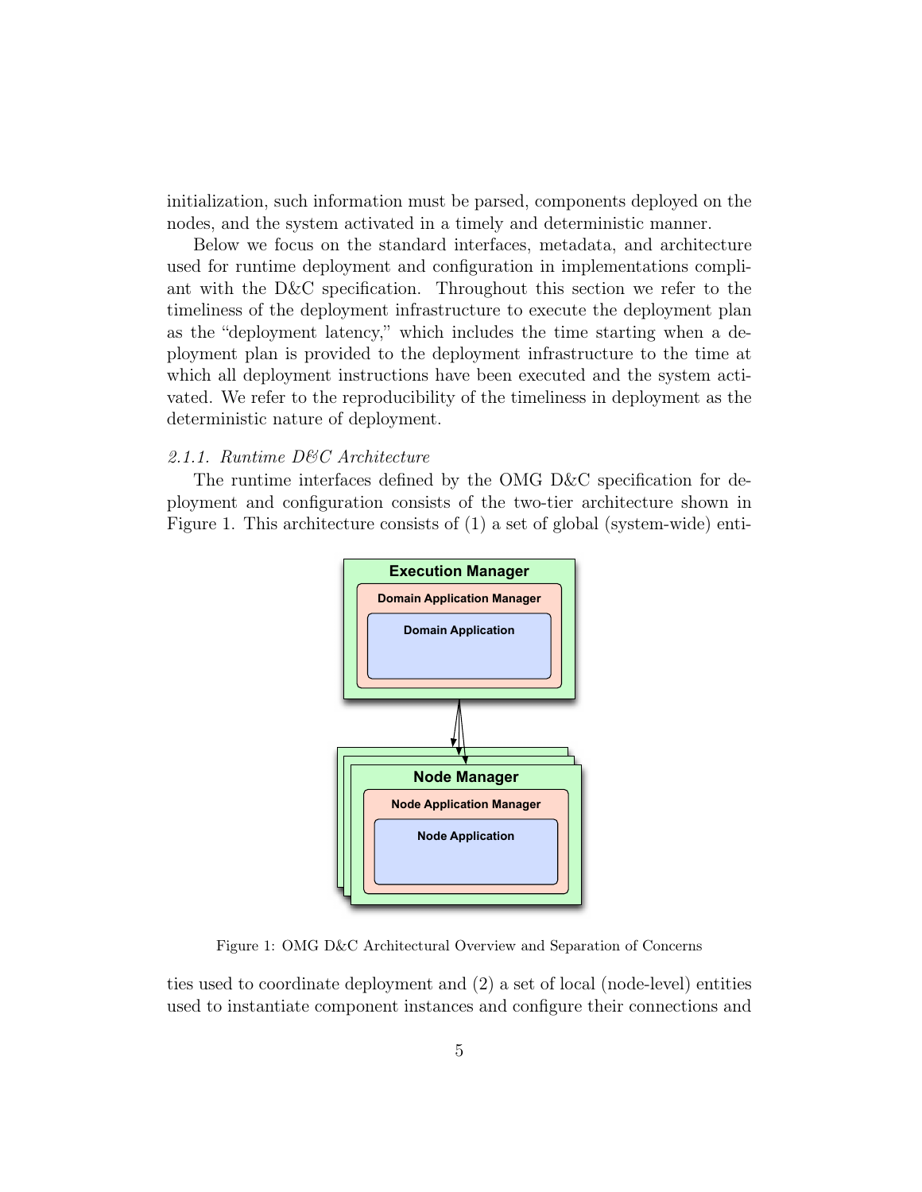initialization, such information must be parsed, components deployed on the nodes, and the system activated in a timely and deterministic manner.

Below we focus on the standard interfaces, metadata, and architecture used for runtime deployment and configuration in implementations compliant with the D&C specification. Throughout this section we refer to the timeliness of the deployment infrastructure to execute the deployment plan as the "deployment latency," which includes the time starting when a deployment plan is provided to the deployment infrastructure to the time at which all deployment instructions have been executed and the system activated. We refer to the reproducibility of the timeliness in deployment as the deterministic nature of deployment.

#### *2.1.1. Runtime D&C Architecture*

The runtime interfaces defined by the OMG D&C specification for deployment and configuration consists of the two-tier architecture shown in Figure 1. This architecture consists of (1) a set of global (system-wide) entities used to coordinate deployment and (2) a set of local (node-level) entities used to instantiate component instances and configure their connections and

Figure 1: OMG D&C Architectural Overview and Separation of Concerns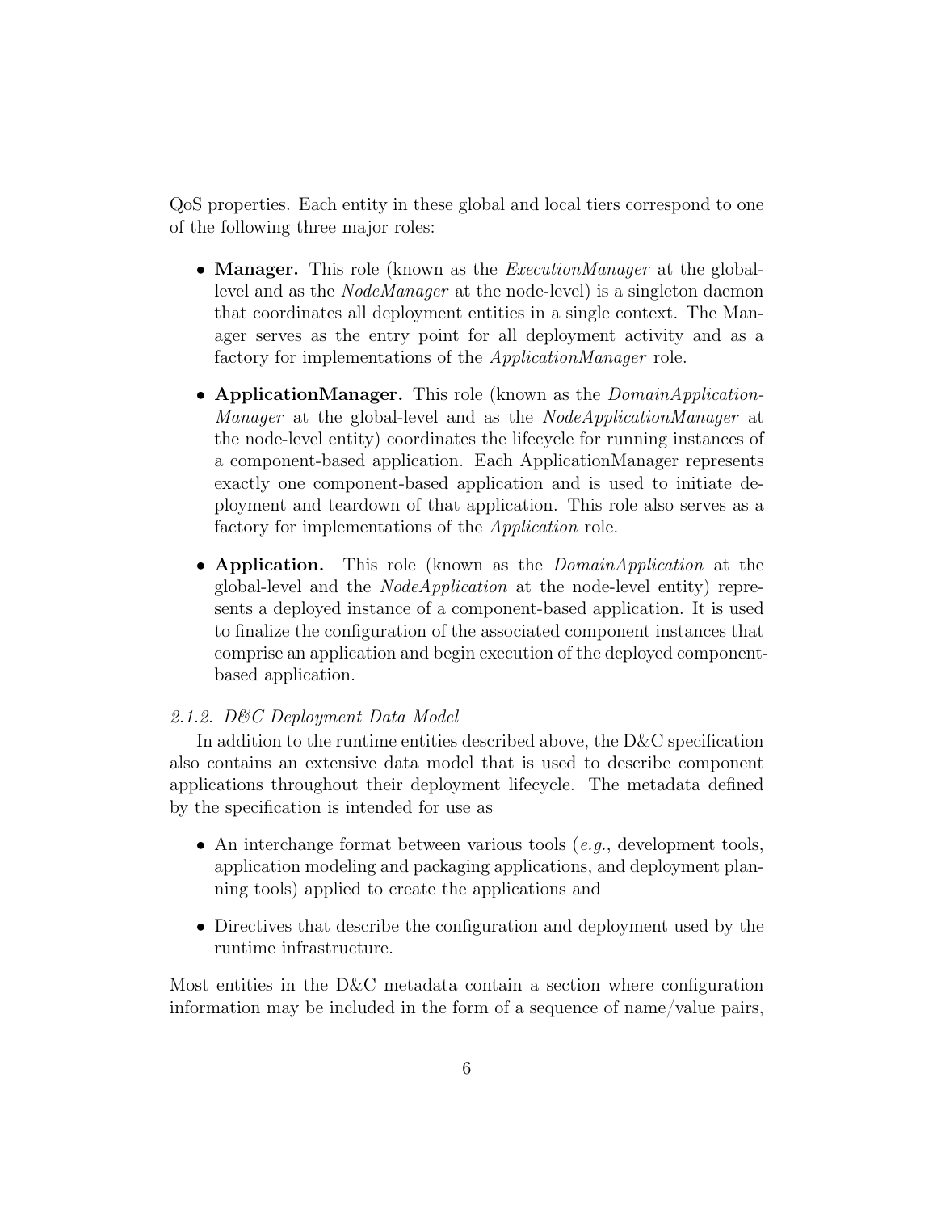QoS properties. Each entity in these global and local tiers correspond to one of the following three major roles:

- **Manager.** This role (known as the *ExecutionManager* at the global-level and as the *NodeManager* at the node-level) is a singleton daemon that coordinates all deployment entities in a single context. The Manager serves as the entry point for all deployment activity and as a factory for implementations of the *ApplicationManager* role.

- **ApplicationManager.** This role (known as the *DomainApplicationManager* at the global-level and as the *NodeApplicationManager* at the node-level entity) coordinates the lifecycle for running instances of a component-based application. Each ApplicationManager represents exactly one component-based application and is used to initiate deployment and teardown of that application. This role also serves as a factory for implementations of the *Application* role.

- **Application.** This role (known as the *DomainApplication* at the global-level and the *NodeApplication* at the node-level entity) represents a deployed instance of a component-based application. It is used to finalize the configuration of the associated component instances that comprise an application and begin execution of the deployed component-based application.

#### *2.1.2. D&C Deployment Data Model*

In addition to the runtime entities described above, the D&C specification also contains an extensive data model that is used to describe component applications throughout their deployment lifecycle. The metadata defined by the specification is intended for use as

- An interchange format between various tools (*e.g.*, development tools, application modeling and packaging applications, and deployment planning tools) applied to create the applications and

- Directives that describe the configuration and deployment used by the runtime infrastructure.

Most entities in the D&C metadata contain a section where configuration information may be included in the form of a sequence of name/value pairs,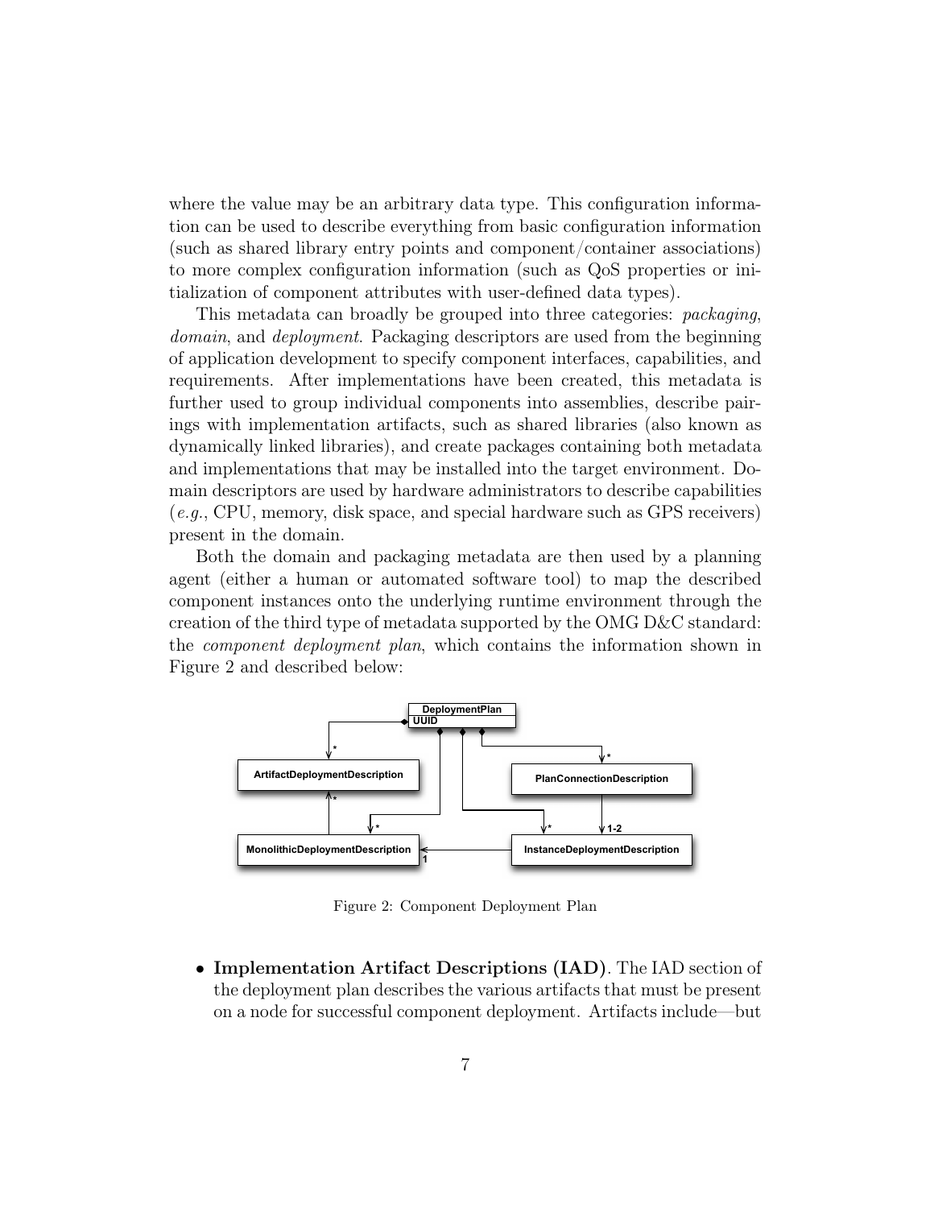where the value may be an arbitrary data type. This configuration information can be used to describe everything from basic configuration information (such as shared library entry points and component/container associations) to more complex configuration information (such as QoS properties or initialization of component attributes with user-defined data types).

This metadata can broadly be grouped into three categories: *packaging*, *domain*, and *deployment*. Packaging descriptors are used from the beginning of application development to specify component interfaces, capabilities, and requirements. After implementations have been created, this metadata is further used to group individual components into assemblies, describe pairings with implementation artifacts, such as shared libraries (also known as dynamically linked libraries), and create packages containing both metadata and implementations that may be installed into the target environment. Domain descriptors are used by hardware administrators to describe capabilities (*e.g.*, CPU, memory, disk space, and special hardware such as GPS receivers) present in the domain.

Both the domain and packaging metadata are then used by a planning agent (either a human or automated software tool) to map the described component instances onto the underlying runtime environment through the creation of the third type of metadata supported by the OMG D&C standard: the *component deployment plan*, which contains the information shown in Figure 2 and described below:

Figure 2: Component Deployment Plan

- **Implementation Artifact Descriptions (IAD)**. The IAD section of the deployment plan describes the various artifacts that must be present on a node for successful component deployment. Artifacts include—but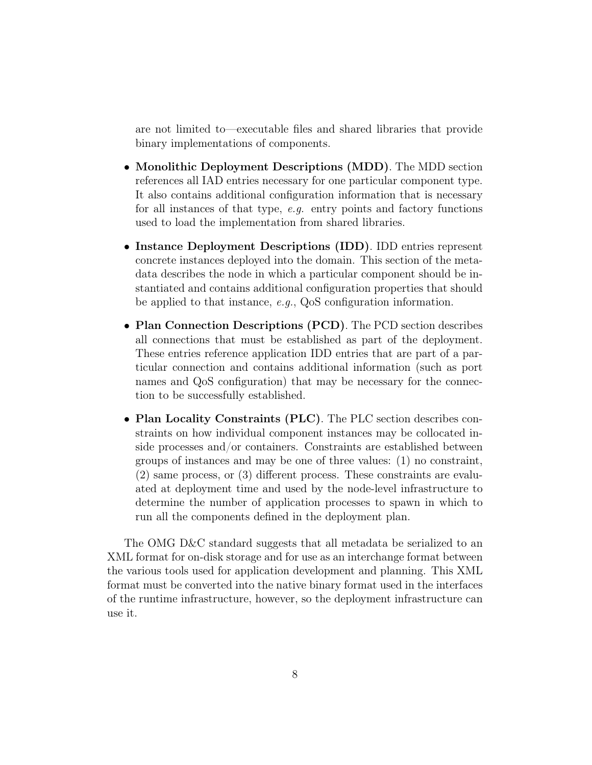are not limited to—executable files and shared libraries that provide binary implementations of components.

- **Monolithic Deployment Descriptions (MDD)**. The MDD section references all IAD entries necessary for one particular component type. It also contains additional configuration information that is necessary for all instances of that type, *e.g.* entry points and factory functions used to load the implementation from shared libraries.

- **Instance Deployment Descriptions (IDD)**. IDD entries represent concrete instances deployed into the domain. This section of the metadata describes the node in which a particular component should be instantiated and contains additional configuration properties that should be applied to that instance, *e.g.*, QoS configuration information.

- **Plan Connection Descriptions (PCD)**. The PCD section describes all connections that must be established as part of the deployment. These entries reference application IDD entries that are part of a particular connection and contains additional information (such as port names and QoS configuration) that may be necessary for the connection to be successfully established.

- **Plan Locality Constraints (PLC)**. The PLC section describes constraints on how individual component instances may be collocated inside processes and/or containers. Constraints are established between groups of instances and may be one of three values: (1) no constraint, (2) same process, or (3) different process. These constraints are evaluated at deployment time and used by the node-level infrastructure to determine the number of application processes to spawn in which to run all the components defined in the deployment plan.

The OMG D&C standard suggests that all metadata be serialized to an XML format for on-disk storage and for use as an interchange format between the various tools used for application development and planning. This XML format must be converted into the native binary format used in the interfaces of the runtime infrastructure, however, so the deployment infrastructure can use it.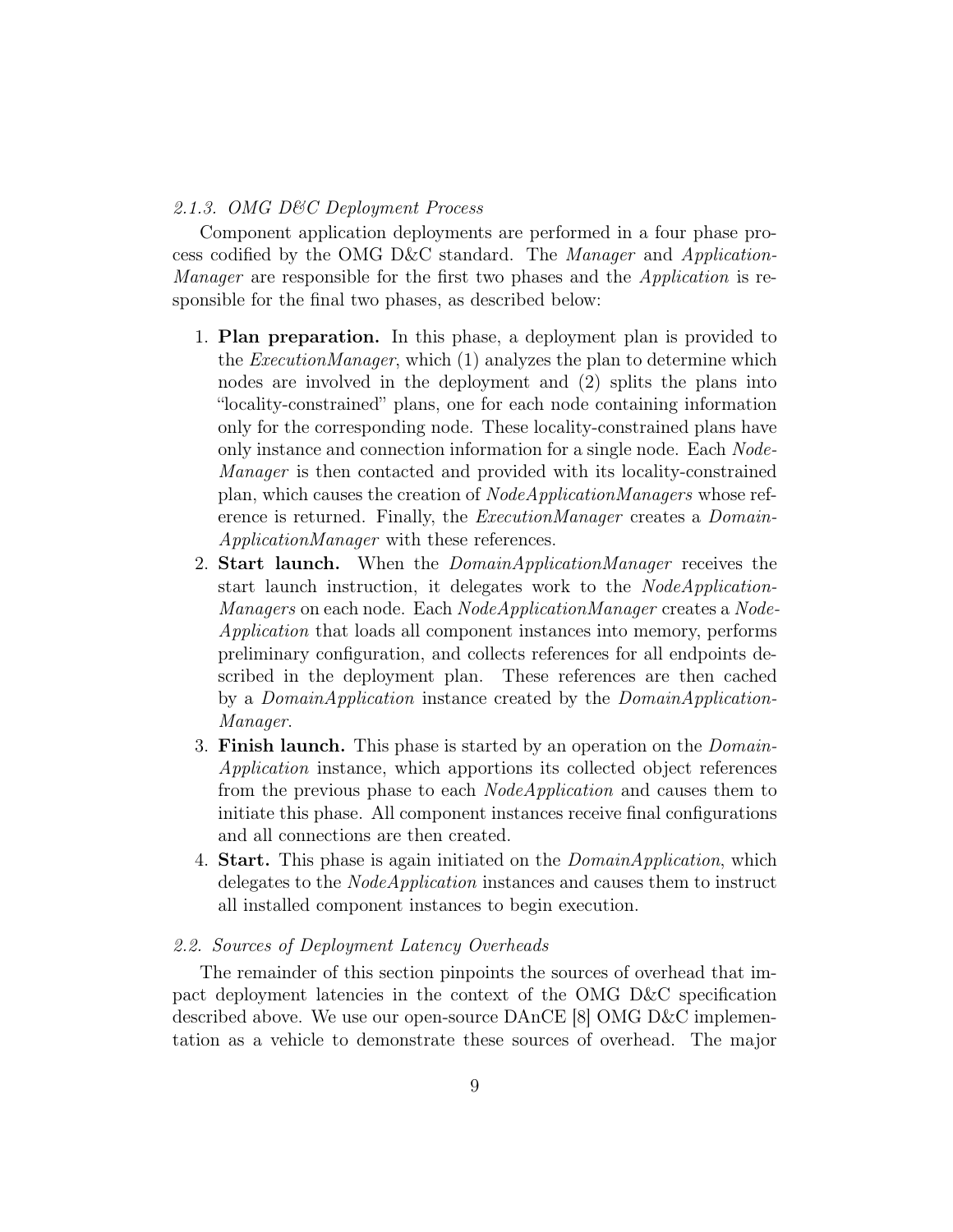### *2.1.3. OMG D&C Deployment Process*

Component application deployments are performed in a four phase process codified by the OMG D&C standard. The *Manager* and *ApplicationManager* are responsible for the first two phases and the *Application* is responsible for the final two phases, as described below:

1. **Plan preparation.** In this phase, a deployment plan is provided to the *ExecutionManager*, which (1) analyzes the plan to determine which nodes are involved in the deployment and (2) splits the plans into "locality-constrained" plans, one for each node containing information only for the corresponding node. These locality-constrained plans have only instance and connection information for a single node. Each *NodeManager* is then contacted and provided with its locality-constrained plan, which causes the creation of *NodeApplicationManagers* whose reference is returned. Finally, the *ExecutionManager* creates a *DomainApplicationManager* with these references.
2. **Start launch.** When the *DomainApplicationManager* receives the start launch instruction, it delegates work to the *NodeApplicationManagers* on each node. Each *NodeApplicationManager* creates a *NodeApplication* that loads all component instances into memory, performs preliminary configuration, and collects references for all endpoints described in the deployment plan. These references are then cached by a *DomainApplication* instance created by the *DomainApplicationManager*.
3. **Finish launch.** This phase is started by an operation on the *DomainApplication* instance, which apportions its collected object references from the previous phase to each *NodeApplication* and causes them to initiate this phase. All component instances receive final configurations and all connections are then created.
4. **Start.** This phase is again initiated on the *DomainApplication*, which delegates to the *NodeApplication* instances and causes them to instruct all installed component instances to begin execution.

## *2.2. Sources of Deployment Latency Overheads*

The remainder of this section pinpoints the sources of overhead that impact deployment latencies in the context of the OMG D&C specification described above. We use our open-source DAnCE [8] OMG D&C implementation as a vehicle to demonstrate these sources of overhead. The major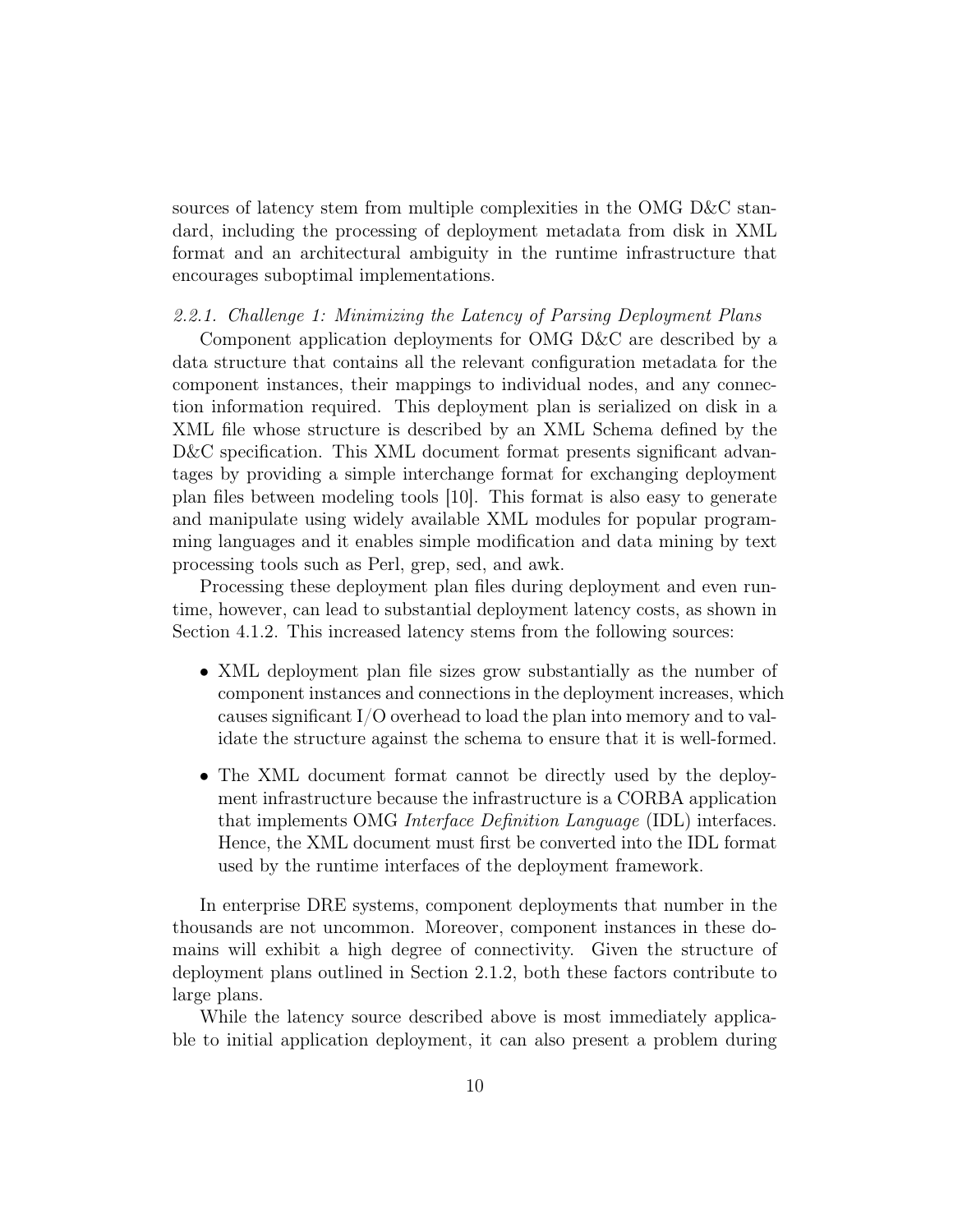sources of latency stem from multiple complexities in the OMG D&C standard, including the processing of deployment metadata from disk in XML format and an architectural ambiguity in the runtime infrastructure that encourages suboptimal implementations.

#### *2.2.1. Challenge 1: Minimizing the Latency of Parsing Deployment Plans*

Component application deployments for OMG D&C are described by a data structure that contains all the relevant configuration metadata for the component instances, their mappings to individual nodes, and any connection information required. This deployment plan is serialized on disk in a XML file whose structure is described by an XML Schema defined by the D&C specification. This XML document format presents significant advantages by providing a simple interchange format for exchanging deployment plan files between modeling tools [10]. This format is also easy to generate and manipulate using widely available XML modules for popular programming languages and it enables simple modification and data mining by text processing tools such as Perl, grep, sed, and awk.

Processing these deployment plan files during deployment and even runtime, however, can lead to substantial deployment latency costs, as shown in Section 4.1.2. This increased latency stems from the following sources:

- XML deployment plan file sizes grow substantially as the number of component instances and connections in the deployment increases, which causes significant I/O overhead to load the plan into memory and to validate the structure against the schema to ensure that it is well-formed.
- The XML document format cannot be directly used by the deployment infrastructure because the infrastructure is a CORBA application that implements OMG *Interface Definition Language* (IDL) interfaces. Hence, the XML document must first be converted into the IDL format used by the runtime interfaces of the deployment framework.

In enterprise DRE systems, component deployments that number in the thousands are not uncommon. Moreover, component instances in these domains will exhibit a high degree of connectivity. Given the structure of deployment plans outlined in Section 2.1.2, both these factors contribute to large plans.

While the latency source described above is most immediately applicable to initial application deployment, it can also present a problem during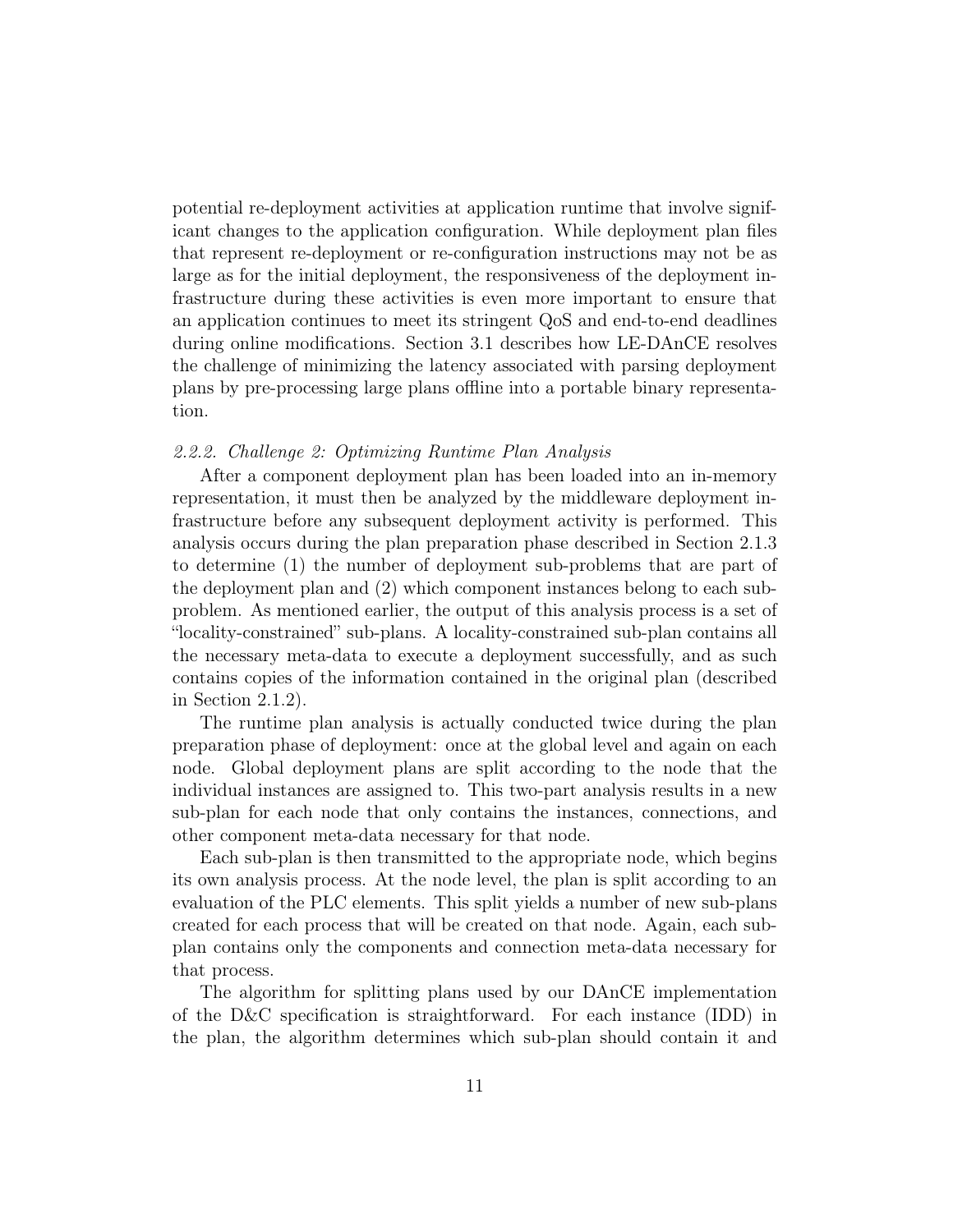potential re-deployment activities at application runtime that involve significant changes to the application configuration. While deployment plan files that represent re-deployment or re-configuration instructions may not be as large as for the initial deployment, the responsiveness of the deployment infrastructure during these activities is even more important to ensure that an application continues to meet its stringent QoS and end-to-end deadlines during online modifications. Section 3.1 describes how LE-DAnCE resolves the challenge of minimizing the latency associated with parsing deployment plans by pre-processing large plans offline into a portable binary representation.

#### *2.2.2. Challenge 2: Optimizing Runtime Plan Analysis*

After a component deployment plan has been loaded into an in-memory representation, it must then be analyzed by the middleware deployment infrastructure before any subsequent deployment activity is performed. This analysis occurs during the plan preparation phase described in Section 2.1.3 to determine (1) the number of deployment sub-problems that are part of the deployment plan and (2) which component instances belong to each sub-problem. As mentioned earlier, the output of this analysis process is a set of "locality-constrained" sub-plans. A locality-constrained sub-plan contains all the necessary meta-data to execute a deployment successfully, and as such contains copies of the information contained in the original plan (described in Section 2.1.2).

The runtime plan analysis is actually conducted twice during the plan preparation phase of deployment: once at the global level and again on each node. Global deployment plans are split according to the node that the individual instances are assigned to. This two-part analysis results in a new sub-plan for each node that only contains the instances, connections, and other component meta-data necessary for that node.

Each sub-plan is then transmitted to the appropriate node, which begins its own analysis process. At the node level, the plan is split according to an evaluation of the PLC elements. This split yields a number of new sub-plans created for each process that will be created on that node. Again, each sub-plan contains only the components and connection meta-data necessary for that process.

The algorithm for splitting plans used by our DAnCE implementation of the D&C specification is straightforward. For each instance (IDD) in the plan, the algorithm determines which sub-plan should contain it and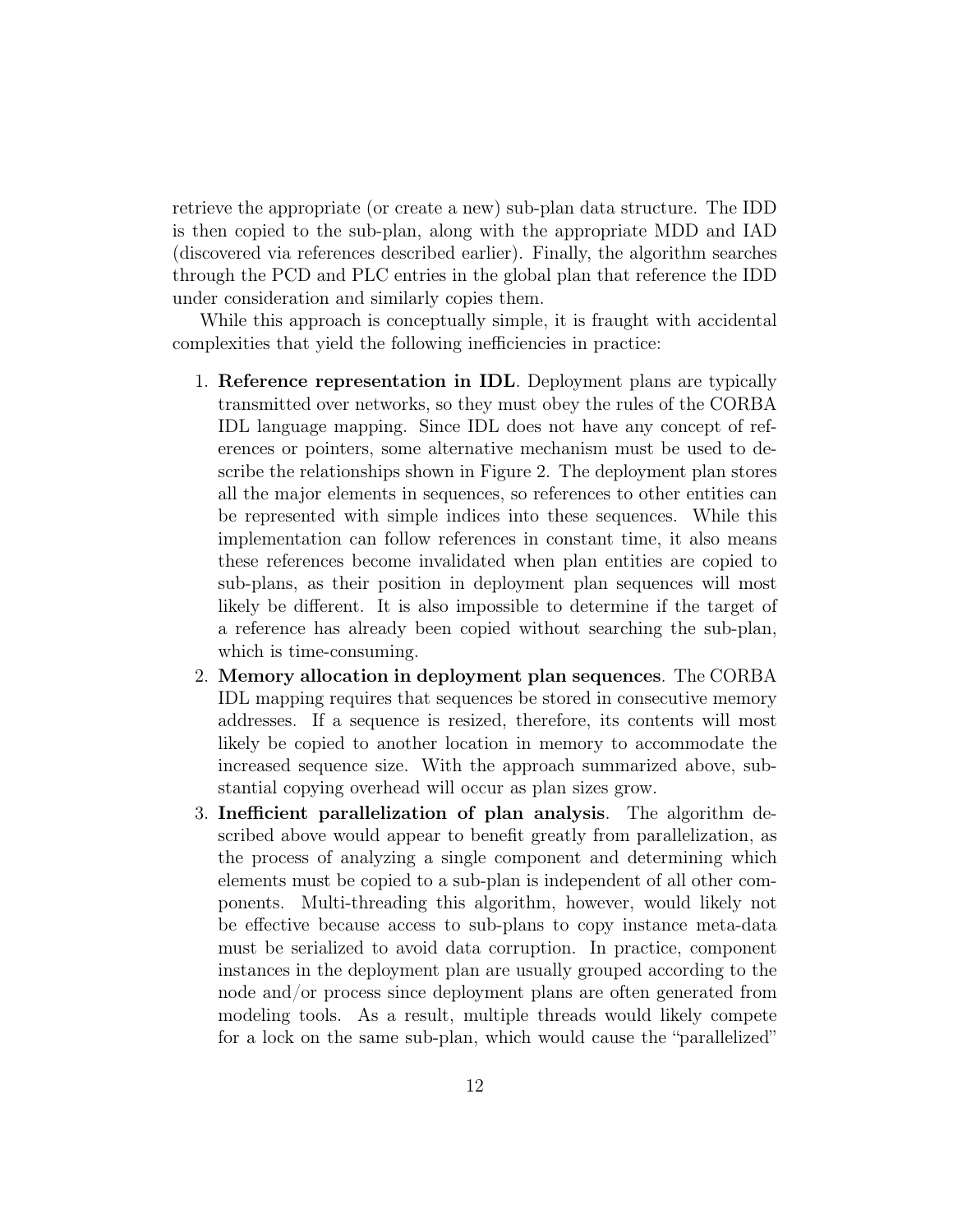retrieve the appropriate (or create a new) sub-plan data structure. The IDD is then copied to the sub-plan, along with the appropriate MDD and IAD (discovered via references described earlier). Finally, the algorithm searches through the PCD and PLC entries in the global plan that reference the IDD under consideration and similarly copies them.

While this approach is conceptually simple, it is fraught with accidental complexities that yield the following inefficiencies in practice:

1. **Reference representation in IDL**. Deployment plans are typically transmitted over networks, so they must obey the rules of the CORBA IDL language mapping. Since IDL does not have any concept of references or pointers, some alternative mechanism must be used to describe the relationships shown in Figure 2. The deployment plan stores all the major elements in sequences, so references to other entities can be represented with simple indices into these sequences. While this implementation can follow references in constant time, it also means these references become invalidated when plan entities are copied to sub-plans, as their position in deployment plan sequences will most likely be different. It is also impossible to determine if the target of a reference has already been copied without searching the sub-plan, which is time-consuming.
2. **Memory allocation in deployment plan sequences**. The CORBA IDL mapping requires that sequences be stored in consecutive memory addresses. If a sequence is resized, therefore, its contents will most likely be copied to another location in memory to accommodate the increased sequence size. With the approach summarized above, substantial copying overhead will occur as plan sizes grow.
3. **Inefficient parallelization of plan analysis**. The algorithm described above would appear to benefit greatly from parallelization, as the process of analyzing a single component and determining which elements must be copied to a sub-plan is independent of all other components. Multi-threading this algorithm, however, would likely not be effective because access to sub-plans to copy instance meta-data must be serialized to avoid data corruption. In practice, component instances in the deployment plan are usually grouped according to the node and/or process since deployment plans are often generated from modeling tools. As a result, multiple threads would likely compete for a lock on the same sub-plan, which would cause the "parallelized"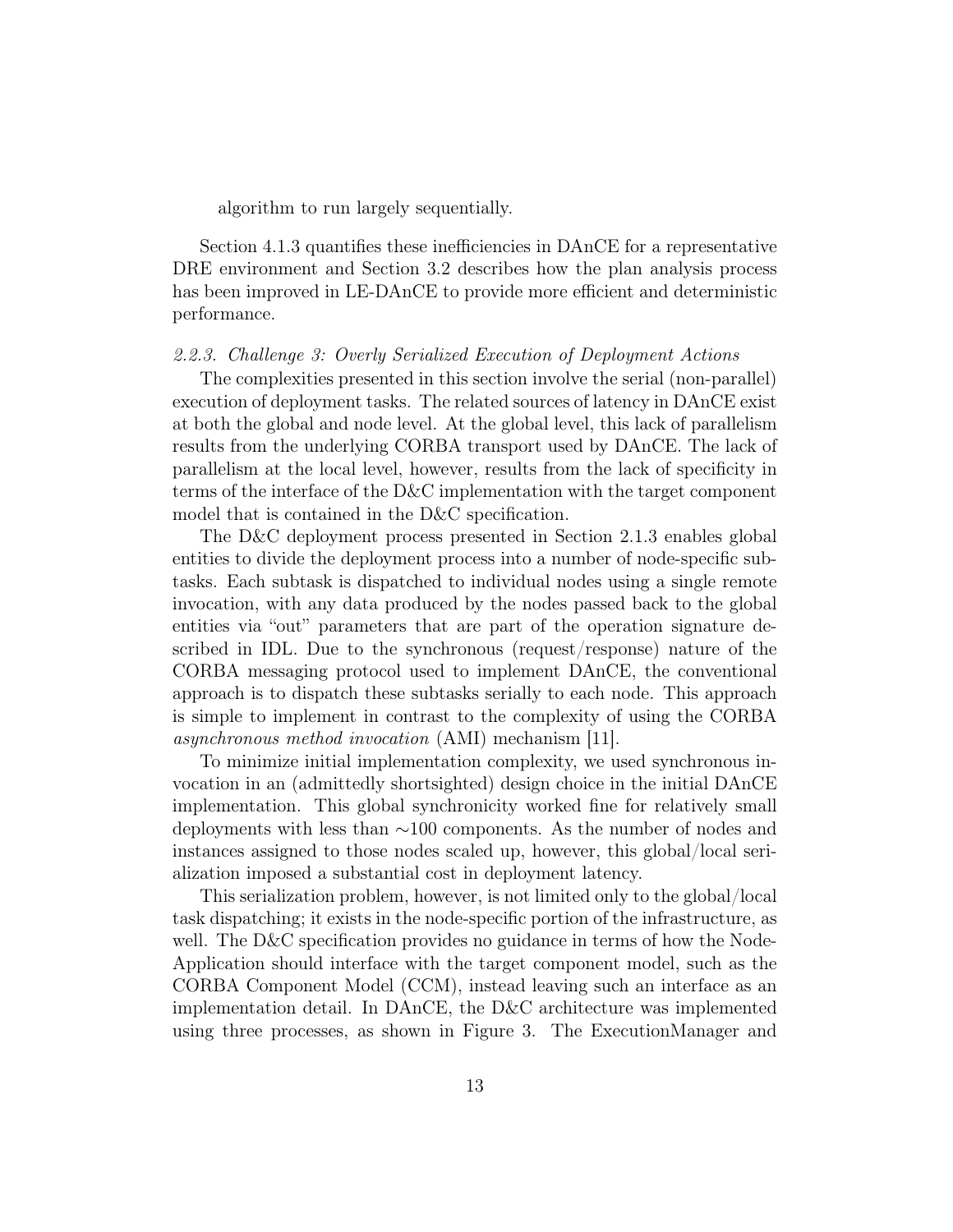algorithm to run largely sequentially.

Section 4.1.3 quantifies these inefficiencies in DAnCE for a representative DRE environment and Section 3.2 describes how the plan analysis process has been improved in LE-DAnCE to provide more efficient and deterministic performance.

#### *2.2.3. Challenge 3: Overly Serialized Execution of Deployment Actions*

The complexities presented in this section involve the serial (non-parallel) execution of deployment tasks. The related sources of latency in DAnCE exist at both the global and node level. At the global level, this lack of parallelism results from the underlying CORBA transport used by DAnCE. The lack of parallelism at the local level, however, results from the lack of specificity in terms of the interface of the D&C implementation with the target component model that is contained in the D&C specification.

The D&C deployment process presented in Section 2.1.3 enables global entities to divide the deployment process into a number of node-specific subtasks. Each subtask is dispatched to individual nodes using a single remote invocation, with any data produced by the nodes passed back to the global entities via "out" parameters that are part of the operation signature described in IDL. Due to the synchronous (request/response) nature of the CORBA messaging protocol used to implement DAnCE, the conventional approach is to dispatch these subtasks serially to each node. This approach is simple to implement in contrast to the complexity of using the CORBA *asynchronous method invocation* (AMI) mechanism [11].

To minimize initial implementation complexity, we used synchronous invocation in an (admittedly shortsighted) design choice in the initial DAnCE implementation. This global synchronicity worked fine for relatively small deployments with less than ∼100 components. As the number of nodes and instances assigned to those nodes scaled up, however, this global/local serialization imposed a substantial cost in deployment latency.

This serialization problem, however, is not limited only to the global/local task dispatching; it exists in the node-specific portion of the infrastructure, as well. The D&C specification provides no guidance in terms of how the NodeApplication should interface with the target component model, such as the CORBA Component Model (CCM), instead leaving such an interface as an implementation detail. In DAnCE, the D&C architecture was implemented using three processes, as shown in Figure 3. The ExecutionManager and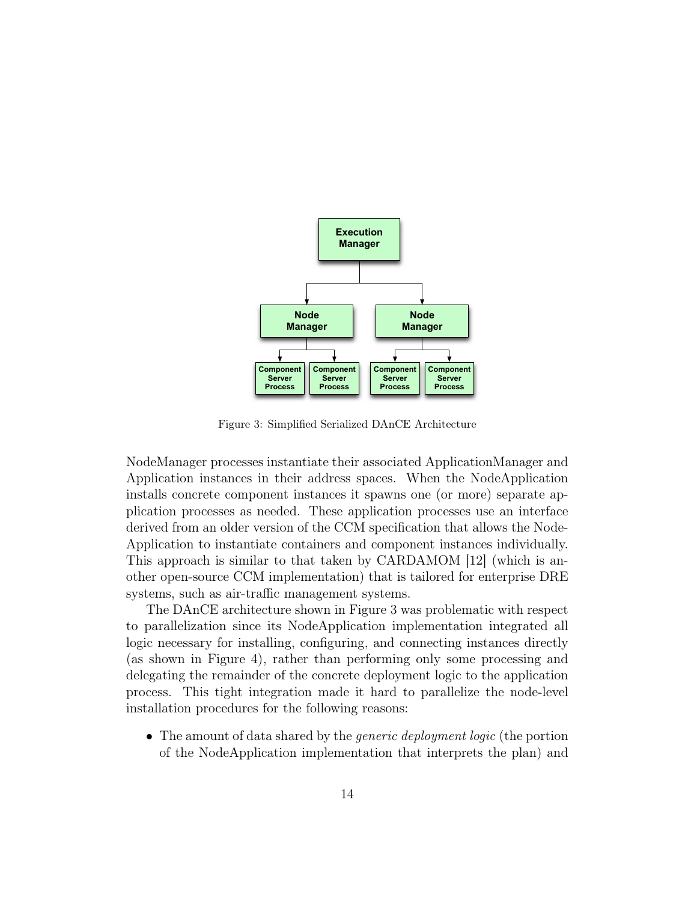Figure 3: Simplified Serialized DAnCE Architecture

NodeManager processes instantiate their associated ApplicationManager and Application instances in their address spaces. When the NodeApplication installs concrete component instances it spawns one (or more) separate application processes as needed. These application processes use an interface derived from an older version of the CCM specification that allows the NodeApplication to instantiate containers and component instances individually. This approach is similar to that taken by CARDAMOM [12] (which is another open-source CCM implementation) that is tailored for enterprise DRE systems, such as air-traffic management systems.

The DAnCE architecture shown in Figure 3 was problematic with respect to parallelization since its NodeApplication implementation integrated all logic necessary for installing, configuring, and connecting instances directly (as shown in Figure 4), rather than performing only some processing and delegating the remainder of the concrete deployment logic to the application process. This tight integration made it hard to parallelize the node-level installation procedures for the following reasons:

- The amount of data shared by the *generic deployment logic* (the portion of the NodeApplication implementation that interprets the plan) and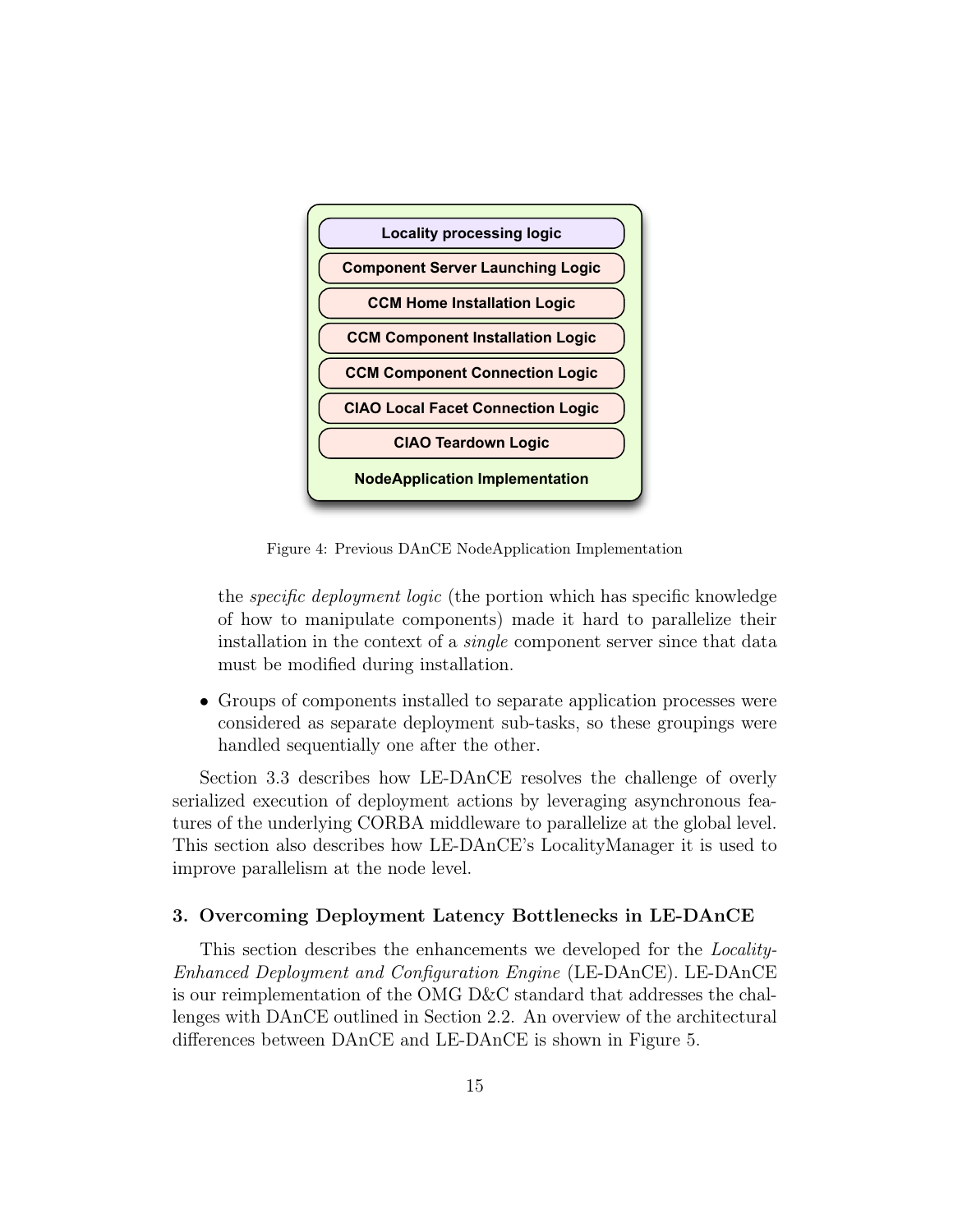Locality processing logic

Component Server Launching Logic

CCM Home Installation Logic

CCM Component Installation Logic

CCM Component Connection Logic

CIAO Local Facet Connection Logic

CIAO Teardown Logic

NodeApplication Implementation

Figure 4: Previous DAnCE NodeApplication Implementation

the *specific deployment logic* (the portion which has specific knowledge of how to manipulate components) made it hard to parallelize their installation in the context of a *single* component server since that data must be modified during installation.

- Groups of components installed to separate application processes were considered as separate deployment sub-tasks, so these groupings were handled sequentially one after the other.

Section 3.3 describes how LE-DAnCE resolves the challenge of overly serialized execution of deployment actions by leveraging asynchronous features of the underlying CORBA middleware to parallelize at the global level. This section also describes how LE-DAnCE's LocalityManager it is used to improve parallelism at the node level.

## 3. Overcoming Deployment Latency Bottlenecks in LE-DAnCE

This section describes the enhancements we developed for the *Locality-Enhanced Deployment and Configuration Engine* (LE-DAnCE). LE-DAnCE is our reimplementation of the OMG D&C standard that addresses the challenges with DAnCE outlined in Section 2.2. An overview of the architectural differences between DAnCE and LE-DAnCE is shown in Figure 5.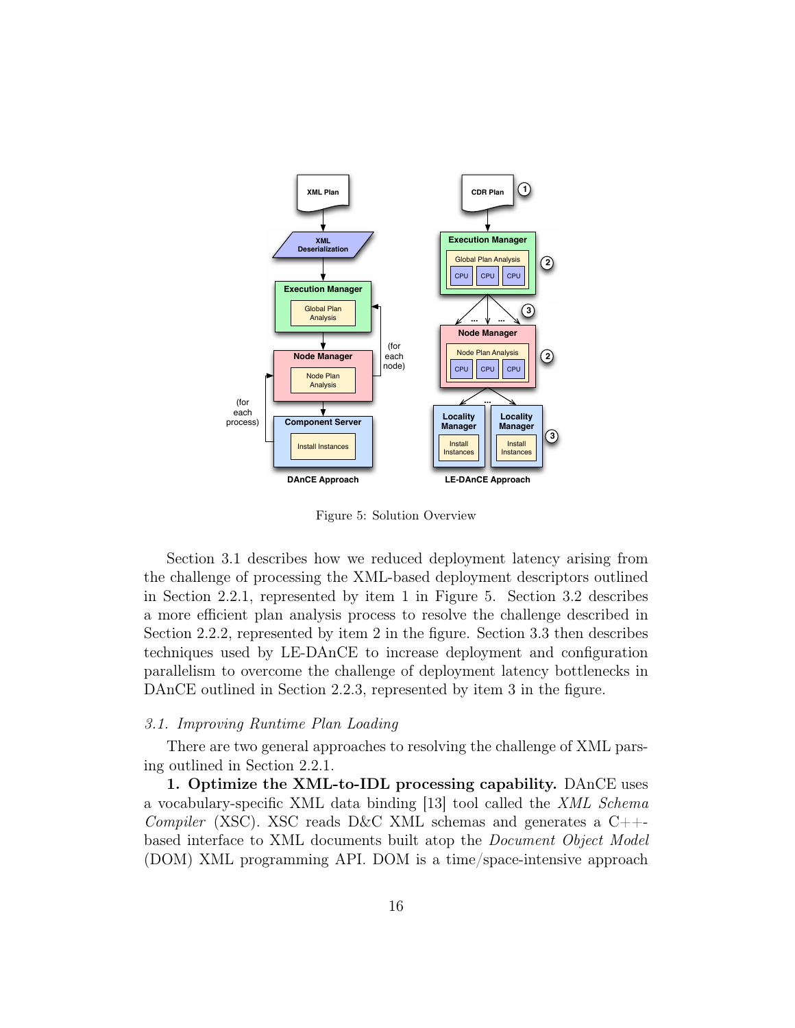Figure 5: Solution Overview

Section 3.1 describes how we reduced deployment latency arising from the challenge of processing the XML-based deployment descriptors outlined in Section 2.2.1, represented by item 1 in Figure 5. Section 3.2 describes a more efficient plan analysis process to resolve the challenge described in Section 2.2.2, represented by item 2 in the figure. Section 3.3 then describes techniques used by LE-DAnCE to increase deployment and configuration parallelism to overcome the challenge of deployment latency bottlenecks in DAnCE outlined in Section 2.2.3, represented by item 3 in the figure.

### *3.1. Improving Runtime Plan Loading*

There are two general approaches to resolving the challenge of XML parsing outlined in Section 2.2.1.

**1. Optimize the XML-to-IDL processing capability.** DAnCE uses a vocabulary-specific XML data binding [13] tool called the *XML Schema Compiler* (XSC). XSC reads D&C XML schemas and generates a C++-based interface to XML documents built atop the *Document Object Model* (DOM) XML programming API. DOM is a time/space-intensive approach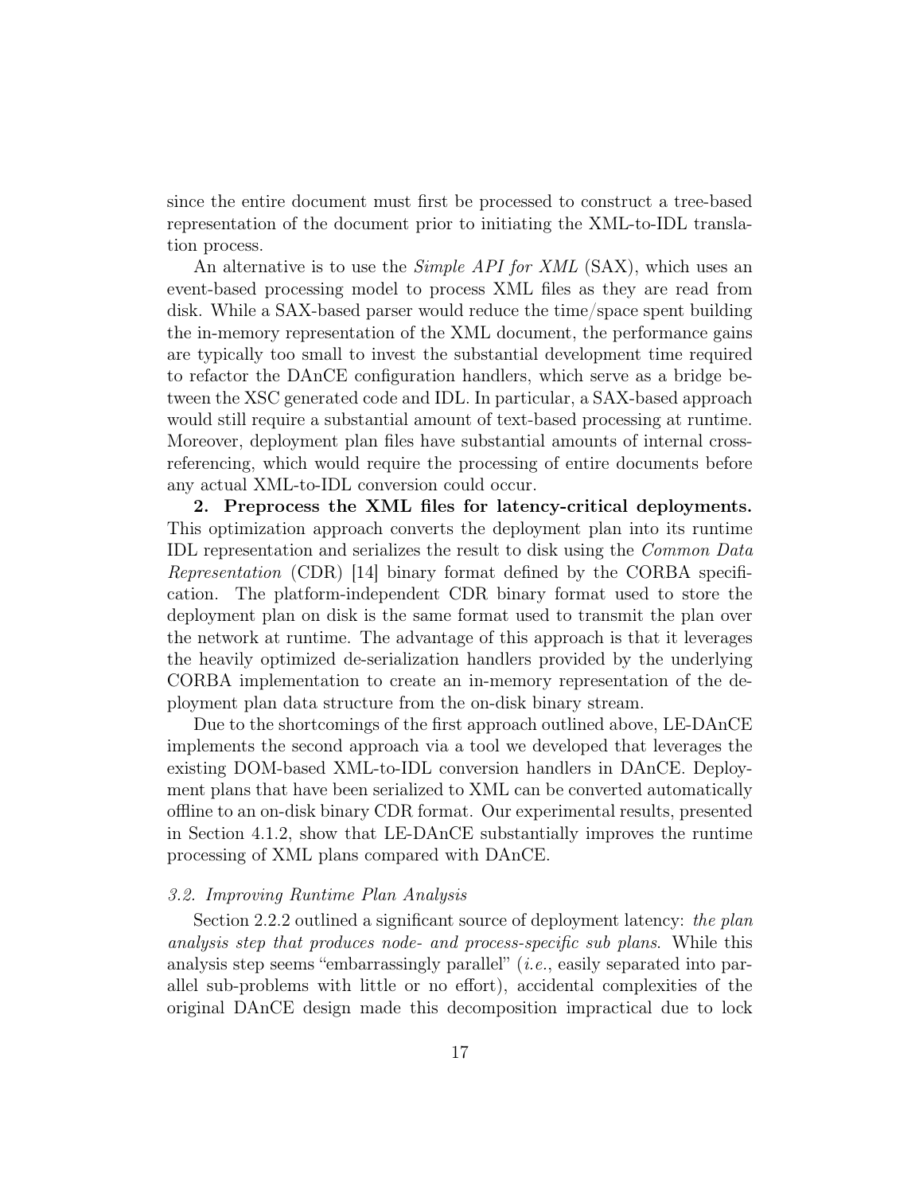since the entire document must first be processed to construct a tree-based representation of the document prior to initiating the XML-to-IDL translation process.

An alternative is to use the *Simple API for XML* (SAX), which uses an event-based processing model to process XML files as they are read from disk. While a SAX-based parser would reduce the time/space spent building the in-memory representation of the XML document, the performance gains are typically too small to invest the substantial development time required to refactor the DAnCE configuration handlers, which serve as a bridge between the XSC generated code and IDL. In particular, a SAX-based approach would still require a substantial amount of text-based processing at runtime. Moreover, deployment plan files have substantial amounts of internal cross-referencing, which would require the processing of entire documents before any actual XML-to-IDL conversion could occur.

**2. Preprocess the XML files for latency-critical deployments.** This optimization approach converts the deployment plan into its runtime IDL representation and serializes the result to disk using the *Common Data Representation* (CDR) [14] binary format defined by the CORBA specification. The platform-independent CDR binary format used to store the deployment plan on disk is the same format used to transmit the plan over the network at runtime. The advantage of this approach is that it leverages the heavily optimized de-serialization handlers provided by the underlying CORBA implementation to create an in-memory representation of the deployment plan data structure from the on-disk binary stream.

Due to the shortcomings of the first approach outlined above, LE-DAnCE implements the second approach via a tool we developed that leverages the existing DOM-based XML-to-IDL conversion handlers in DAnCE. Deployment plans that have been serialized to XML can be converted automatically offline to an on-disk binary CDR format. Our experimental results, presented in Section 4.1.2, show that LE-DAnCE substantially improves the runtime processing of XML plans compared with DAnCE.

### *3.2. Improving Runtime Plan Analysis*

Section 2.2.2 outlined a significant source of deployment latency: *the plan analysis step that produces node- and process-specific sub plans*. While this analysis step seems "embarrassingly parallel" (*i.e.*, easily separated into parallel sub-problems with little or no effort), accidental complexities of the original DAnCE design made this decomposition impractical due to lock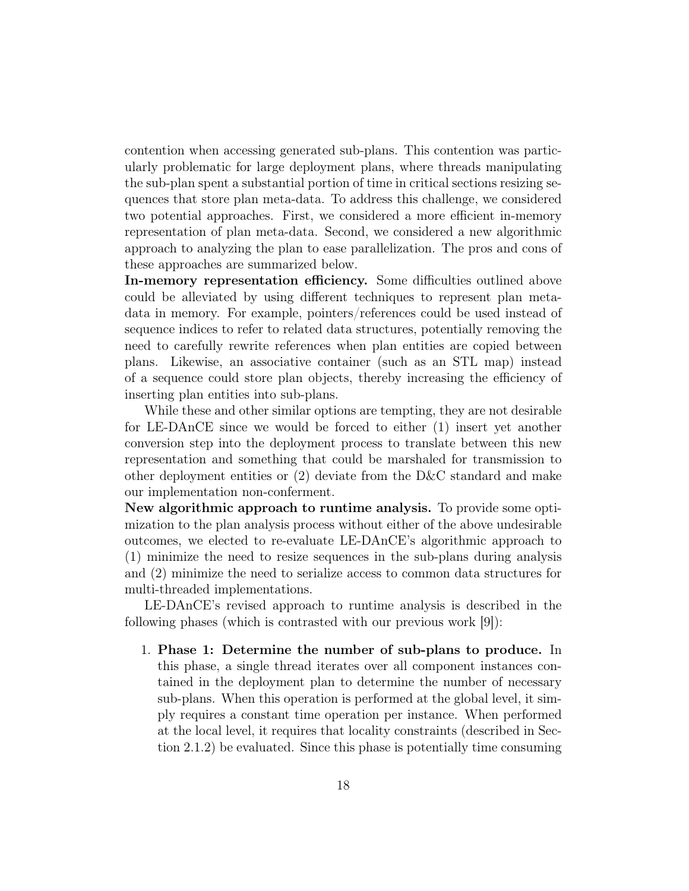contention when accessing generated sub-plans. This contention was particularly problematic for large deployment plans, where threads manipulating the sub-plan spent a substantial portion of time in critical sections resizing sequences that store plan meta-data. To address this challenge, we considered two potential approaches. First, we considered a more efficient in-memory representation of plan meta-data. Second, we considered a new algorithmic approach to analyzing the plan to ease parallelization. The pros and cons of these approaches are summarized below.

**In-memory representation efficiency.** Some difficulties outlined above could be alleviated by using different techniques to represent plan meta-data in memory. For example, pointers/references could be used instead of sequence indices to refer to related data structures, potentially removing the need to carefully rewrite references when plan entities are copied between plans. Likewise, an associative container (such as an STL map) instead of a sequence could store plan objects, thereby increasing the efficiency of inserting plan entities into sub-plans.

While these and other similar options are tempting, they are not desirable for LE-DAnCE since we would be forced to either (1) insert yet another conversion step into the deployment process to translate between this new representation and something that could be marshaled for transmission to other deployment entities or (2) deviate from the D&C standard and make our implementation non-conferment.

**New algorithmic approach to runtime analysis.** To provide some optimization to the plan analysis process without either of the above undesirable outcomes, we elected to re-evaluate LE-DAnCE's algorithmic approach to (1) minimize the need to resize sequences in the sub-plans during analysis and (2) minimize the need to serialize access to common data structures for multi-threaded implementations.

LE-DAnCE's revised approach to runtime analysis is described in the following phases (which is contrasted with our previous work [9]):

1. **Phase 1: Determine the number of sub-plans to produce.** In this phase, a single thread iterates over all component instances contained in the deployment plan to determine the number of necessary sub-plans. When this operation is performed at the global level, it simply requires a constant time operation per instance. When performed at the local level, it requires that locality constraints (described in Section 2.1.2) be evaluated. Since this phase is potentially time consuming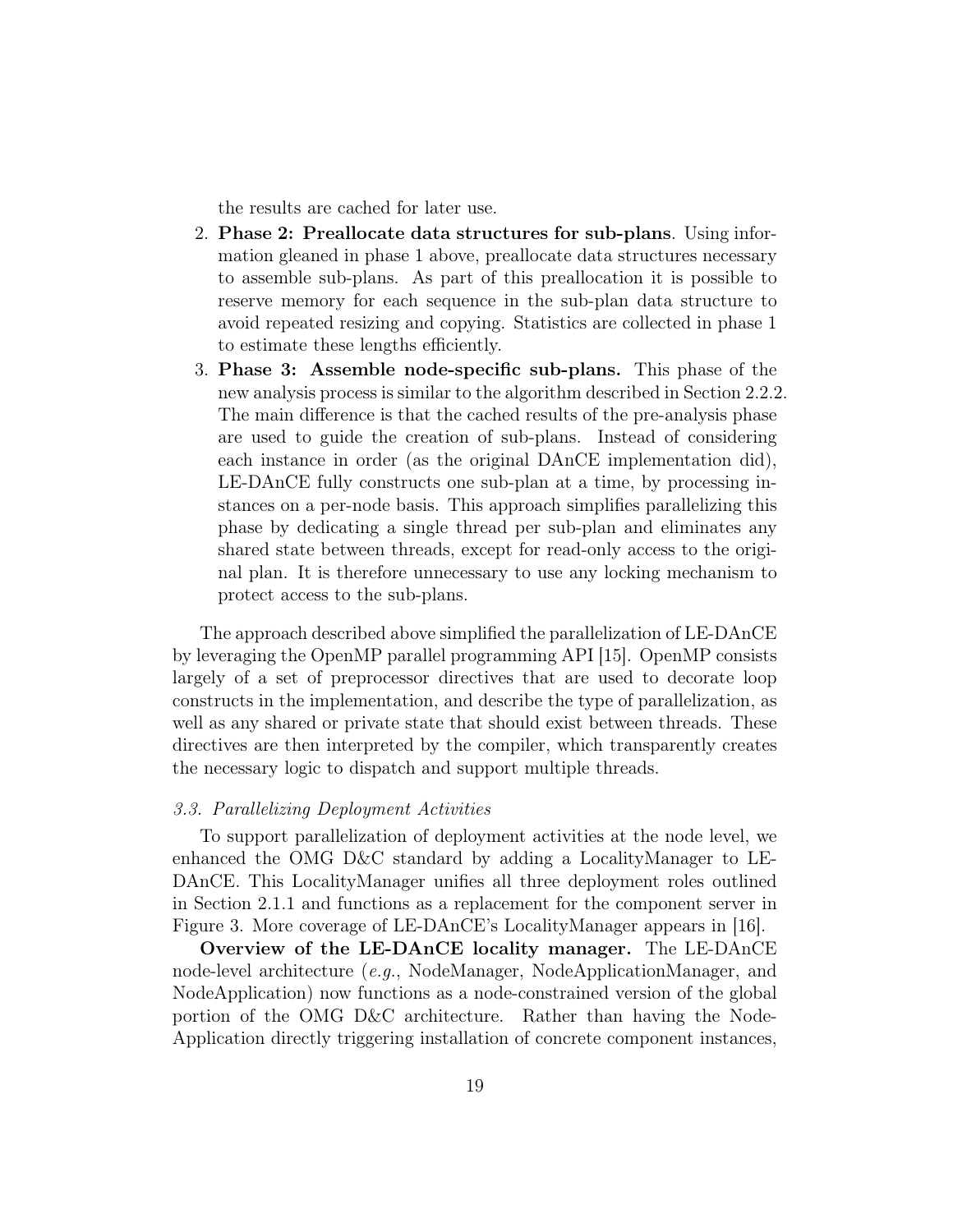the results are cached for later use.

2. **Phase 2: Preallocate data structures for sub-plans**. Using information gleaned in phase 1 above, preallocate data structures necessary to assemble sub-plans. As part of this preallocation it is possible to reserve memory for each sequence in the sub-plan data structure to avoid repeated resizing and copying. Statistics are collected in phase 1 to estimate these lengths efficiently.
3. **Phase 3: Assemble node-specific sub-plans.** This phase of the new analysis process is similar to the algorithm described in Section 2.2.2. The main difference is that the cached results of the pre-analysis phase are used to guide the creation of sub-plans. Instead of considering each instance in order (as the original DAnCE implementation did), LE-DAnCE fully constructs one sub-plan at a time, by processing instances on a per-node basis. This approach simplifies parallelizing this phase by dedicating a single thread per sub-plan and eliminates any shared state between threads, except for read-only access to the original plan. It is therefore unnecessary to use any locking mechanism to protect access to the sub-plans.

The approach described above simplified the parallelization of LE-DAnCE by leveraging the OpenMP parallel programming API [15]. OpenMP consists largely of a set of preprocessor directives that are used to decorate loop constructs in the implementation, and describe the type of parallelization, as well as any shared or private state that should exist between threads. These directives are then interpreted by the compiler, which transparently creates the necessary logic to dispatch and support multiple threads.

### *3.3. Parallelizing Deployment Activities*

To support parallelization of deployment activities at the node level, we enhanced the OMG D&C standard by adding a LocalityManager to LE-DAnCE. This LocalityManager unifies all three deployment roles outlined in Section 2.1.1 and functions as a replacement for the component server in Figure 3. More coverage of LE-DAnCE's LocalityManager appears in [16].

**Overview of the LE-DAnCE locality manager.** The LE-DAnCE node-level architecture (*e.g.*, NodeManager, NodeApplicationManager, and NodeApplication) now functions as a node-constrained version of the global portion of the OMG D&C architecture. Rather than having the NodeApplication directly triggering installation of concrete component instances,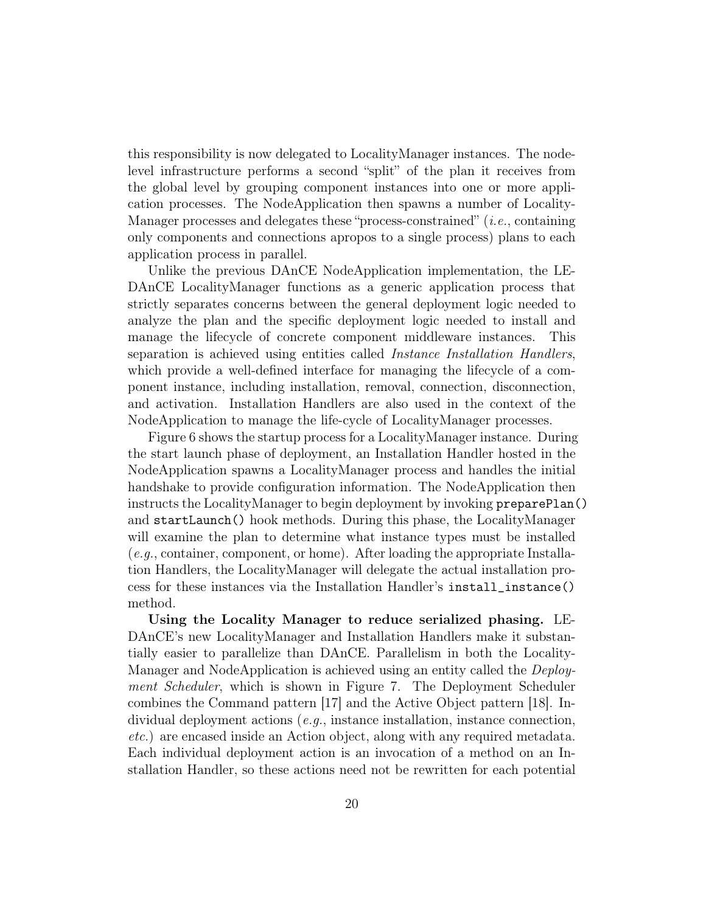this responsibility is now delegated to LocalityManager instances. The node-level infrastructure performs a second "split" of the plan it receives from the global level by grouping component instances into one or more application processes. The NodeApplication then spawns a number of LocalityManager processes and delegates these "process-constrained" (*i.e.*, containing only components and connections apropos to a single process) plans to each application process in parallel.

Unlike the previous DAnCE NodeApplication implementation, the LE-DAnCE LocalityManager functions as a generic application process that strictly separates concerns between the general deployment logic needed to analyze the plan and the specific deployment logic needed to install and manage the lifecycle of concrete component middleware instances. This separation is achieved using entities called *Instance Installation Handlers*, which provide a well-defined interface for managing the lifecycle of a component instance, including installation, removal, connection, disconnection, and activation. Installation Handlers are also used in the context of the NodeApplication to manage the life-cycle of LocalityManager processes.

Figure 6 shows the startup process for a LocalityManager instance. During the start launch phase of deployment, an Installation Handler hosted in the NodeApplication spawns a LocalityManager process and handles the initial handshake to provide configuration information. The NodeApplication then instructs the LocalityManager to begin deployment by invoking `preparePlan()` and `startLaunch()` hook methods. During this phase, the LocalityManager will examine the plan to determine what instance types must be installed (*e.g.*, container, component, or home). After loading the appropriate Installation Handlers, the LocalityManager will delegate the actual installation process for these instances via the Installation Handler's `install_instance()` method.

**Using the Locality Manager to reduce serialized phasing.** LE-DAnCE's new LocalityManager and Installation Handlers make it substantially easier to parallelize than DAnCE. Parallelism in both the LocalityManager and NodeApplication is achieved using an entity called the *Deployment Scheduler*, which is shown in Figure 7. The Deployment Scheduler combines the Command pattern [17] and the Active Object pattern [18]. Individual deployment actions (*e.g.*, instance installation, instance connection, *etc.*) are encased inside an Action object, along with any required metadata. Each individual deployment action is an invocation of a method on an Installation Handler, so these actions need not be rewritten for each potential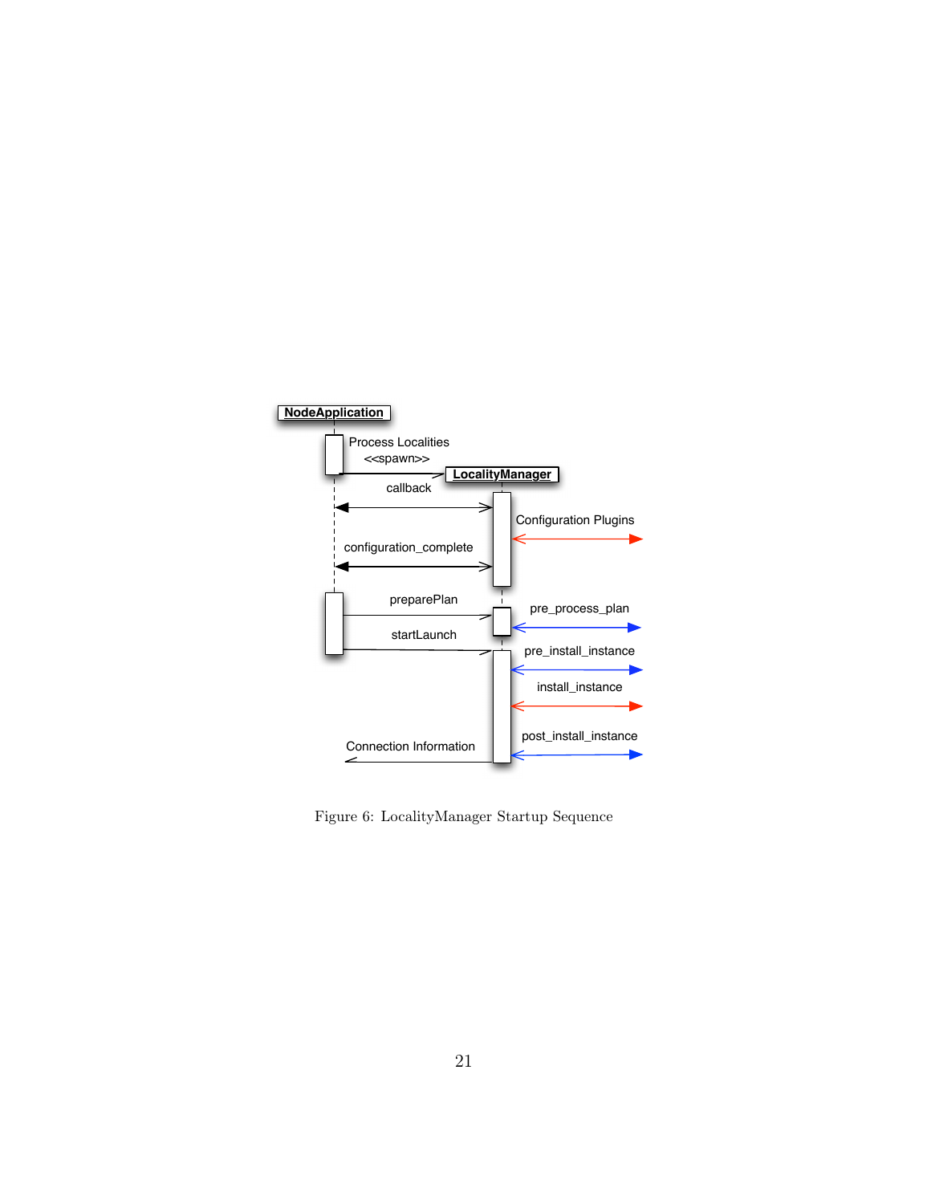Figure 6: LocalityManager Startup Sequence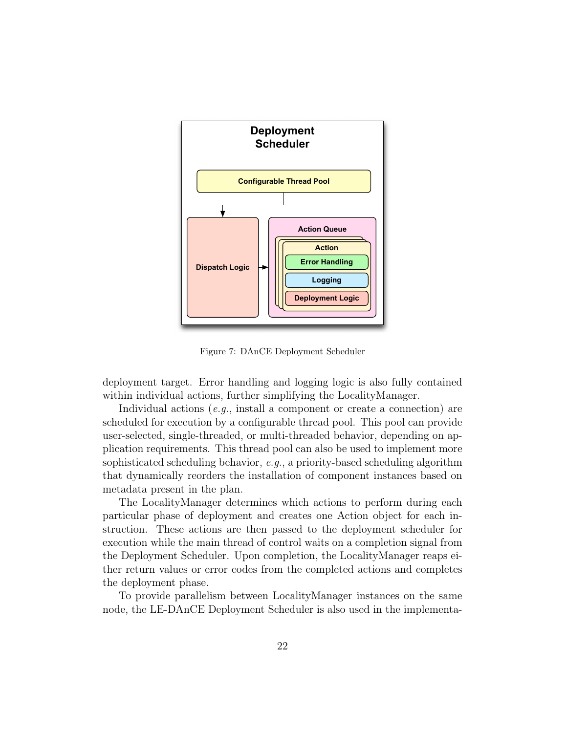Figure 7: DAnCE Deployment Scheduler

deployment target. Error handling and logging logic is also fully contained within individual actions, further simplifying the LocalityManager.

Individual actions (*e.g.*, install a component or create a connection) are scheduled for execution by a configurable thread pool. This pool can provide user-selected, single-threaded, or multi-threaded behavior, depending on application requirements. This thread pool can also be used to implement more sophisticated scheduling behavior, *e.g.*, a priority-based scheduling algorithm that dynamically reorders the installation of component instances based on metadata present in the plan.

The LocalityManager determines which actions to perform during each particular phase of deployment and creates one Action object for each instruction. These actions are then passed to the deployment scheduler for execution while the main thread of control waits on a completion signal from the Deployment Scheduler. Upon completion, the LocalityManager reaps either return values or error codes from the completed actions and completes the deployment phase.

To provide parallelism between LocalityManager instances on the same node, the LE-DAnCE Deployment Scheduler is also used in the implementa-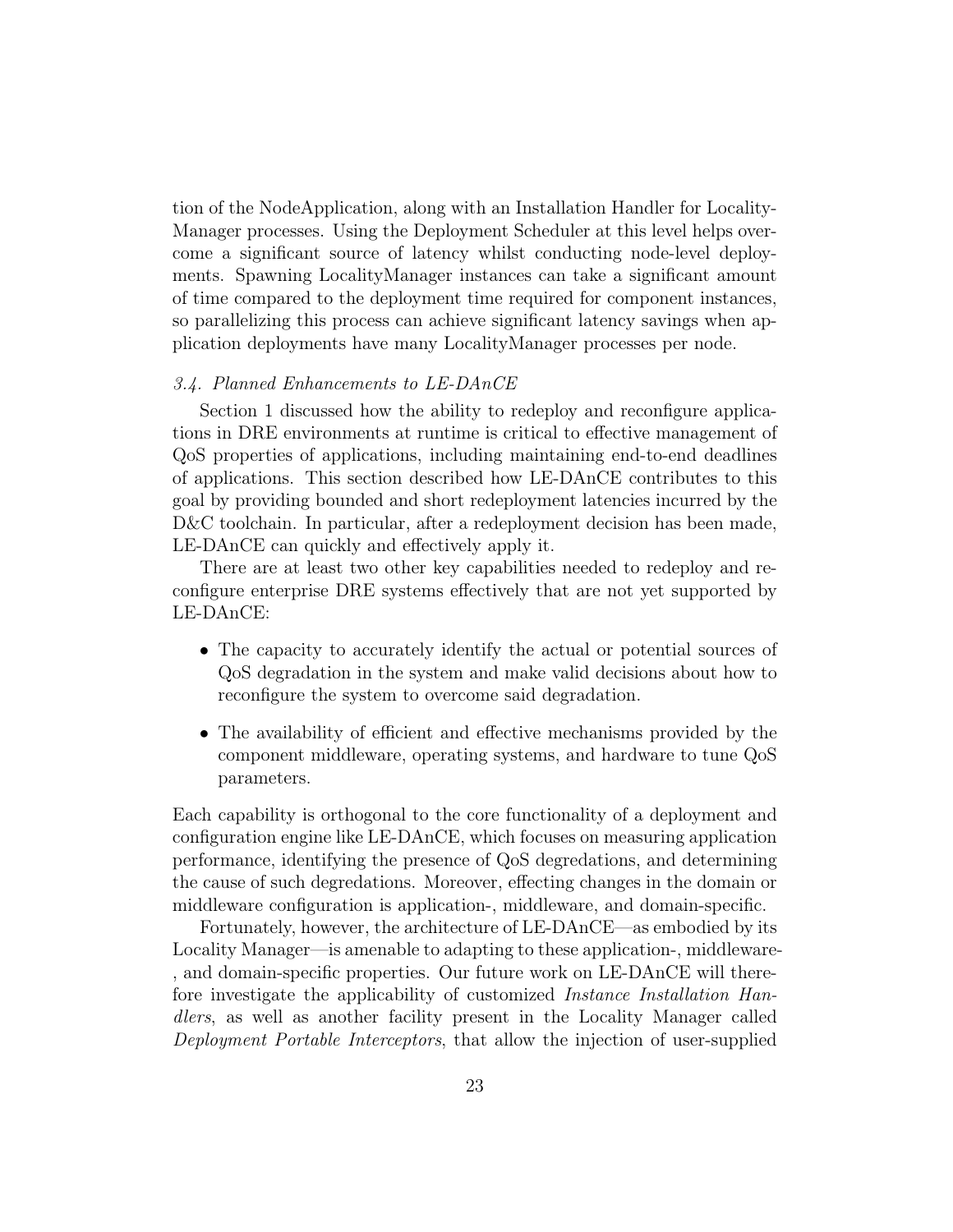tion of the NodeApplication, along with an Installation Handler for LocalityManager processes. Using the Deployment Scheduler at this level helps overcome a significant source of latency whilst conducting node-level deployments. Spawning LocalityManager instances can take a significant amount of time compared to the deployment time required for component instances, so parallelizing this process can achieve significant latency savings when application deployments have many LocalityManager processes per node.

### *3.4. Planned Enhancements to LE-DAnCE*

Section 1 discussed how the ability to redeploy and reconfigure applications in DRE environments at runtime is critical to effective management of QoS properties of applications, including maintaining end-to-end deadlines of applications. This section described how LE-DAnCE contributes to this goal by providing bounded and short redeployment latencies incurred by the D&C toolchain. In particular, after a redeployment decision has been made, LE-DAnCE can quickly and effectively apply it.

There are at least two other key capabilities needed to redeploy and reconfigure enterprise DRE systems effectively that are not yet supported by LE-DAnCE:

- The capacity to accurately identify the actual or potential sources of QoS degradation in the system and make valid decisions about how to reconfigure the system to overcome said degradation.
- The availability of efficient and effective mechanisms provided by the component middleware, operating systems, and hardware to tune QoS parameters.

Each capability is orthogonal to the core functionality of a deployment and configuration engine like LE-DAnCE, which focuses on measuring application performance, identifying the presence of QoS degredations, and determining the cause of such degredations. Moreover, effecting changes in the domain or middleware configuration is application-, middleware, and domain-specific.

Fortunately, however, the architecture of LE-DAnCE—as embodied by its Locality Manager—is amenable to adapting to these application-, middleware-, and domain-specific properties. Our future work on LE-DAnCE will therefore investigate the applicability of customized *Instance Installation Handlers*, as well as another facility present in the Locality Manager called *Deployment Portable Interceptors*, that allow the injection of user-supplied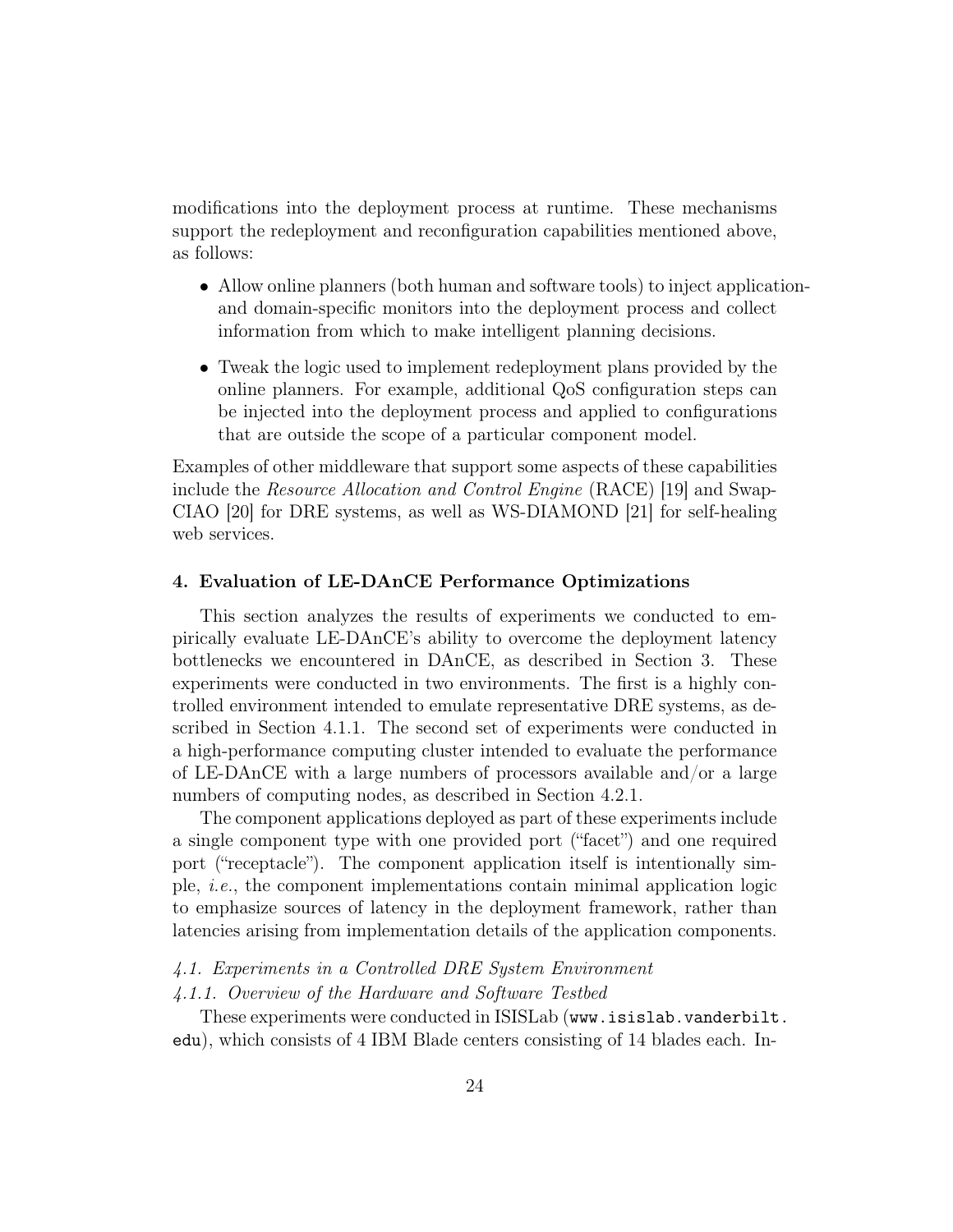modifications into the deployment process at runtime. These mechanisms support the redeployment and reconfiguration capabilities mentioned above, as follows:

- Allow online planners (both human and software tools) to inject application- and domain-specific monitors into the deployment process and collect information from which to make intelligent planning decisions.
- Tweak the logic used to implement redeployment plans provided by the online planners. For example, additional QoS configuration steps can be injected into the deployment process and applied to configurations that are outside the scope of a particular component model.

Examples of other middleware that support some aspects of these capabilities include the *Resource Allocation and Control Engine* (RACE) [19] and Swap-CIAO [20] for DRE systems, as well as WS-DIAMOND [21] for self-healing web services.

## 4. Evaluation of LE-DAnCE Performance Optimizations

This section analyzes the results of experiments we conducted to empirically evaluate LE-DAnCE's ability to overcome the deployment latency bottlenecks we encountered in DAnCE, as described in Section 3. These experiments were conducted in two environments. The first is a highly controlled environment intended to emulate representative DRE systems, as described in Section 4.1.1. The second set of experiments were conducted in a high-performance computing cluster intended to evaluate the performance of LE-DAnCE with a large numbers of processors available and/or a large numbers of computing nodes, as described in Section 4.2.1.

The component applications deployed as part of these experiments include a single component type with one provided port ("facet") and one required port ("receptacle"). The component application itself is intentionally simple, *i.e.*, the component implementations contain minimal application logic to emphasize sources of latency in the deployment framework, rather than latencies arising from implementation details of the application components.

### *4.1. Experiments in a Controlled DRE System Environment*

#### *4.1.1. Overview of the Hardware and Software Testbed*

These experiments were conducted in ISISLab (`www.isislab.vanderbilt.edu`), which consists of 4 IBM Blade centers consisting of 14 blades each. In-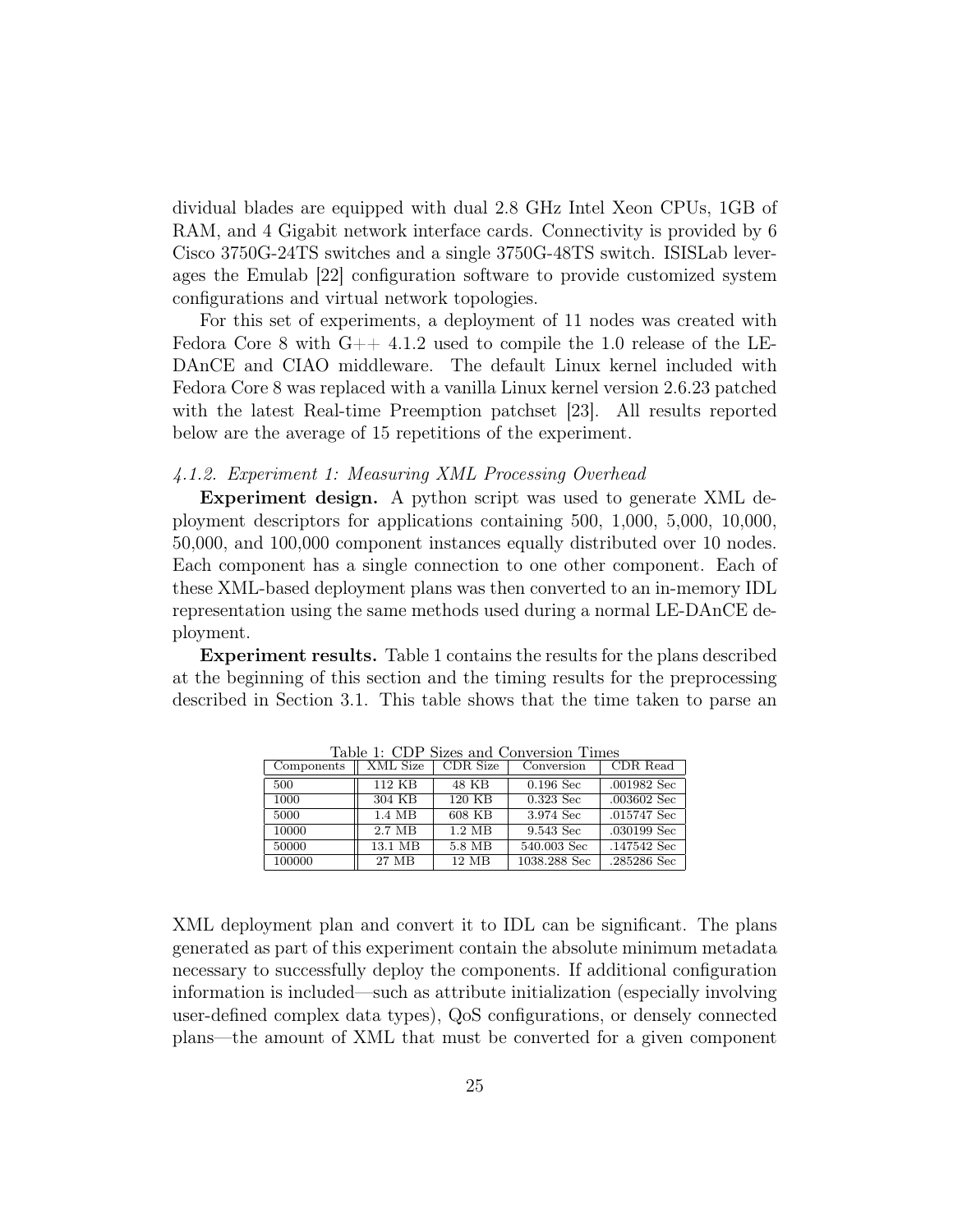dividual blades are equipped with dual 2.8 GHz Intel Xeon CPUs, 1GB of RAM, and 4 Gigabit network interface cards. Connectivity is provided by 6 Cisco 3750G-24TS switches and a single 3750G-48TS switch. ISISLab leverages the Emulab [22] configuration software to provide customized system configurations and virtual network topologies.

For this set of experiments, a deployment of 11 nodes was created with Fedora Core 8 with G++ 4.1.2 used to compile the 1.0 release of the LE-DAnCE and CIAO middleware. The default Linux kernel included with Fedora Core 8 was replaced with a vanilla Linux kernel version 2.6.23 patched with the latest Real-time Preemption patchset [23]. All results reported below are the average of 15 repetitions of the experiment.

#### *4.1.2. Experiment 1: Measuring XML Processing Overhead*

**Experiment design.** A python script was used to generate XML deployment descriptors for applications containing 500, 1,000, 5,000, 10,000, 50,000, and 100,000 component instances equally distributed over 10 nodes. Each component has a single connection to one other component. Each of these XML-based deployment plans was then converted to an in-memory IDL representation using the same methods used during a normal LE-DAnCE deployment.

**Experiment results.** Table 1 contains the results for the plans described at the beginning of this section and the timing results for the preprocessing described in Section 3.1. This table shows that the time taken to parse an

Table 1: CDP Sizes and Conversion Times

| Components | XML Size | CDR Size | Conversion | CDR Read |
|---|---|---|---|---|
| 500 | 112 KB | 48 KB | 0.196 Sec | .001982 Sec |
| 1000 | 304 KB | 120 KB | 0.323 Sec | .003602 Sec |
| 5000 | 1.4 MB | 608 KB | 3.974 Sec | .015747 Sec |
| 10000 | 2.7 MB | 1.2 MB | 9.543 Sec | .030199 Sec |
| 50000 | 13.1 MB | 5.8 MB | 540.003 Sec | .147542 Sec |
| 100000 | 27 MB | 12 MB | 1038.288 Sec | .285286 Sec |

XML deployment plan and convert it to IDL can be significant. The plans generated as part of this experiment contain the absolute minimum metadata necessary to successfully deploy the components. If additional configuration information is included—such as attribute initialization (especially involving user-defined complex data types), QoS configurations, or densely connected plans—the amount of XML that must be converted for a given component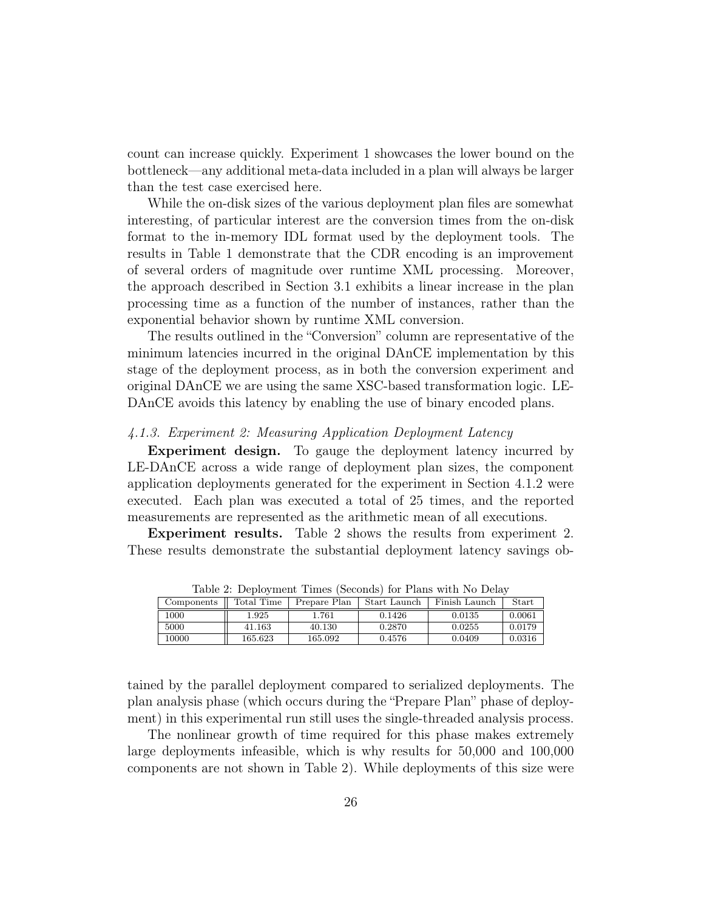count can increase quickly. Experiment 1 showcases the lower bound on the bottleneck—any additional meta-data included in a plan will always be larger than the test case exercised here.

While the on-disk sizes of the various deployment plan files are somewhat interesting, of particular interest are the conversion times from the on-disk format to the in-memory IDL format used by the deployment tools. The results in Table 1 demonstrate that the CDR encoding is an improvement of several orders of magnitude over runtime XML processing. Moreover, the approach described in Section 3.1 exhibits a linear increase in the plan processing time as a function of the number of instances, rather than the exponential behavior shown by runtime XML conversion.

The results outlined in the "Conversion" column are representative of the minimum latencies incurred in the original DAnCE implementation by this stage of the deployment process, as in both the conversion experiment and original DAnCE we are using the same XSC-based transformation logic. LE-DAnCE avoids this latency by enabling the use of binary encoded plans.

#### *4.1.3. Experiment 2: Measuring Application Deployment Latency*

**Experiment design.** To gauge the deployment latency incurred by LE-DAnCE across a wide range of deployment plan sizes, the component application deployments generated for the experiment in Section 4.1.2 were executed. Each plan was executed a total of 25 times, and the reported measurements are represented as the arithmetic mean of all executions.

**Experiment results.** Table 2 shows the results from experiment 2. These results demonstrate the substantial deployment latency savings obtained by the parallel deployment compared to serialized deployments. The plan analysis phase (which occurs during the "Prepare Plan" phase of deployment) in this experimental run still uses the single-threaded analysis process.

Table 2: Deployment Times (Seconds) for Plans with No Delay

| Components | Total Time | Prepare Plan | Start Launch | Finish Launch | Start |
|---|---|---|---|---|---|
| 1000 | 1.925 | 1.761 | 0.1426 | 0.0135 | 0.0061 |
| 5000 | 41.163 | 40.130 | 0.2870 | 0.0255 | 0.0179 |
| 10000 | 165.623 | 165.092 | 0.4576 | 0.0409 | 0.0316 |

The nonlinear growth of time required for this phase makes extremely large deployments infeasible, which is why results for 50,000 and 100,000 components are not shown in Table 2). While deployments of this size were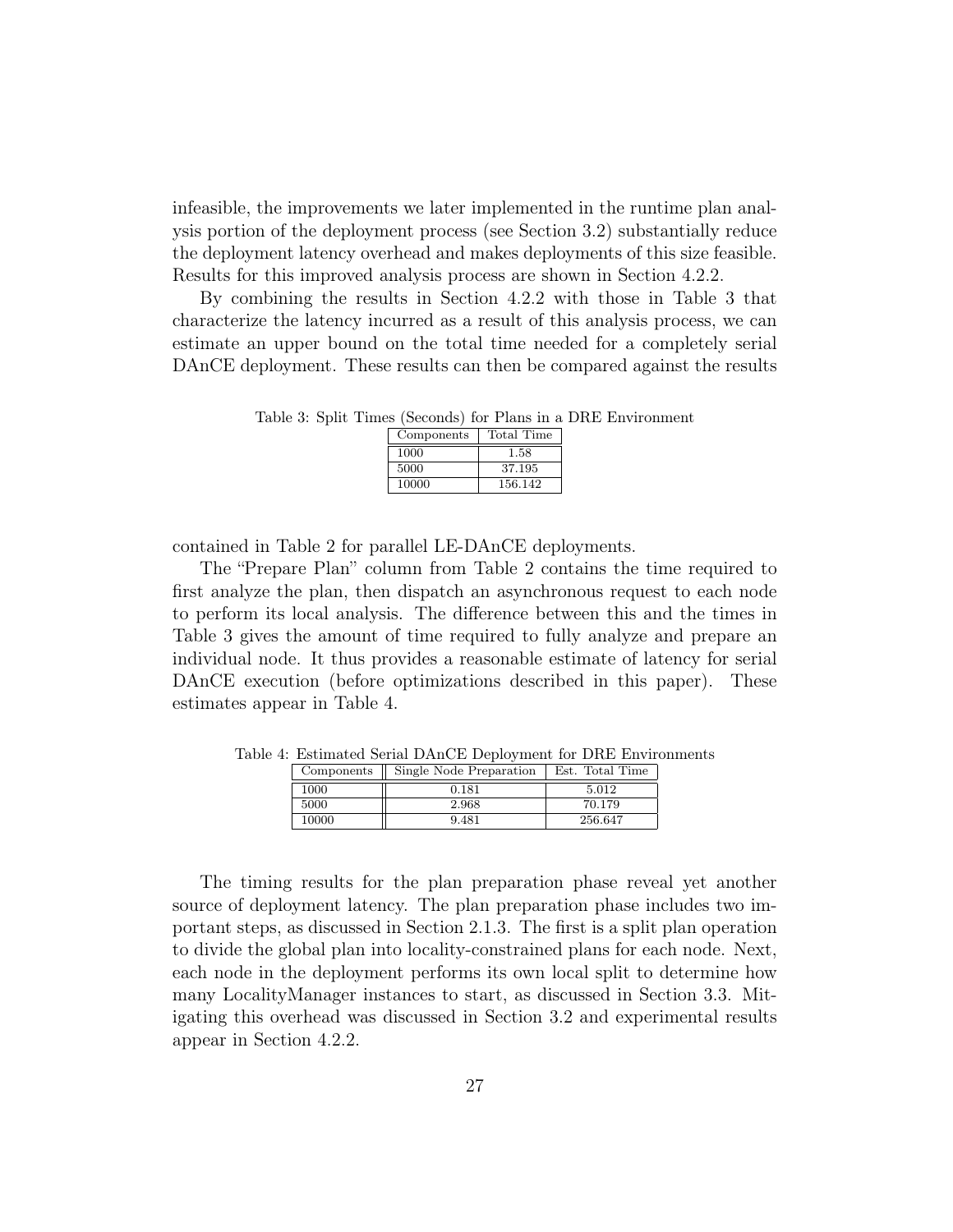infeasible, the improvements we later implemented in the runtime plan analysis portion of the deployment process (see Section 3.2) substantially reduce the deployment latency overhead and makes deployments of this size feasible. Results for this improved analysis process are shown in Section 4.2.2.

By combining the results in Section 4.2.2 with those in Table 3 that characterize the latency incurred as a result of this analysis process, we can estimate an upper bound on the total time needed for a completely serial DAnCE deployment. These results can then be compared against the results contained in Table 2 for parallel LE-DAnCE deployments.

Table 3: Split Times (Seconds) for Plans in a DRE Environment

| Components | Total Time |
|---|---|
| 1000 | 1.58 |
| 5000 | 37.195 |
| 10000 | 156.142 |

The "Prepare Plan" column from Table 2 contains the time required to first analyze the plan, then dispatch an asynchronous request to each node to perform its local analysis. The difference between this and the times in Table 3 gives the amount of time required to fully analyze and prepare an individual node. It thus provides a reasonable estimate of latency for serial DAnCE execution (before optimizations described in this paper). These estimates appear in Table 4.

Table 4: Estimated Serial DAnCE Deployment for DRE Environments

| Components | Single Node Preparation | Est. Total Time |
|---|---|---|
| 1000 | 0.181 | 5.012 |
| 5000 | 2.968 | 70.179 |
| 10000 | 9.481 | 256.647 |

The timing results for the plan preparation phase reveal yet another source of deployment latency. The plan preparation phase includes two important steps, as discussed in Section 2.1.3. The first is a split plan operation to divide the global plan into locality-constrained plans for each node. Next, each node in the deployment performs its own local split to determine how many LocalityManager instances to start, as discussed in Section 3.3. Mitigating this overhead was discussed in Section 3.2 and experimental results appear in Section 4.2.2.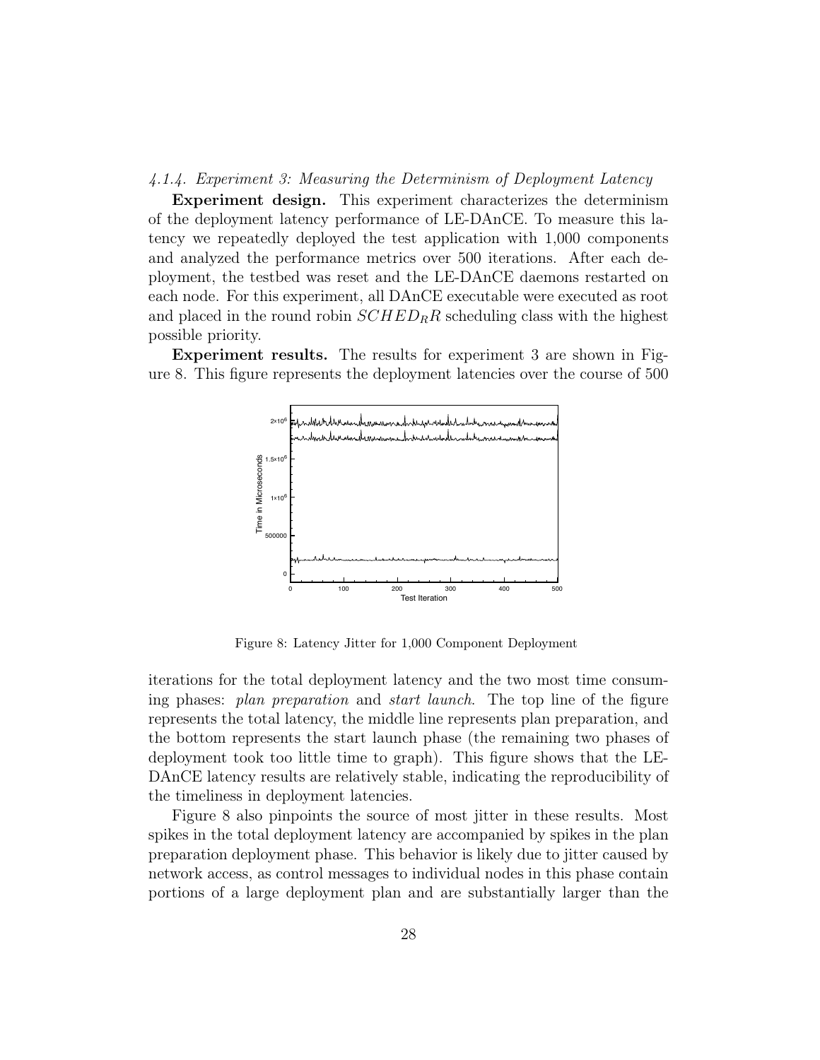#### 4.1.4. Experiment 3: Measuring the Determinism of Deployment Latency

**Experiment design.** This experiment characterizes the determinism of the deployment latency performance of LE-DAnCE. To measure this latency we repeatedly deployed the test application with 1,000 components and analyzed the performance metrics over 500 iterations. After each deployment, the testbed was reset and the LE-DAnCE daemons restarted on each node. For this experiment, all DAnCE executable were executed as root and placed in the round robin $SCHED_RR$ scheduling class with the highest possible priority.

**Experiment results.** The results for experiment 3 are shown in Figure 8. This figure represents the deployment latencies over the course of 500

Figure 8: Latency Jitter for 1,000 Component Deployment

iterations for the total deployment latency and the two most time consuming phases: *plan preparation* and *start launch*. The top line of the figure represents the total latency, the middle line represents plan preparation, and the bottom represents the start launch phase (the remaining two phases of deployment took too little time to graph). This figure shows that the LE-DAnCE latency results are relatively stable, indicating the reproducibility of the timeliness in deployment latencies.

Figure 8 also pinpoints the source of most jitter in these results. Most spikes in the total deployment latency are accompanied by spikes in the plan preparation deployment phase. This behavior is likely due to jitter caused by network access, as control messages to individual nodes in this phase contain portions of a large deployment plan and are substantially larger than the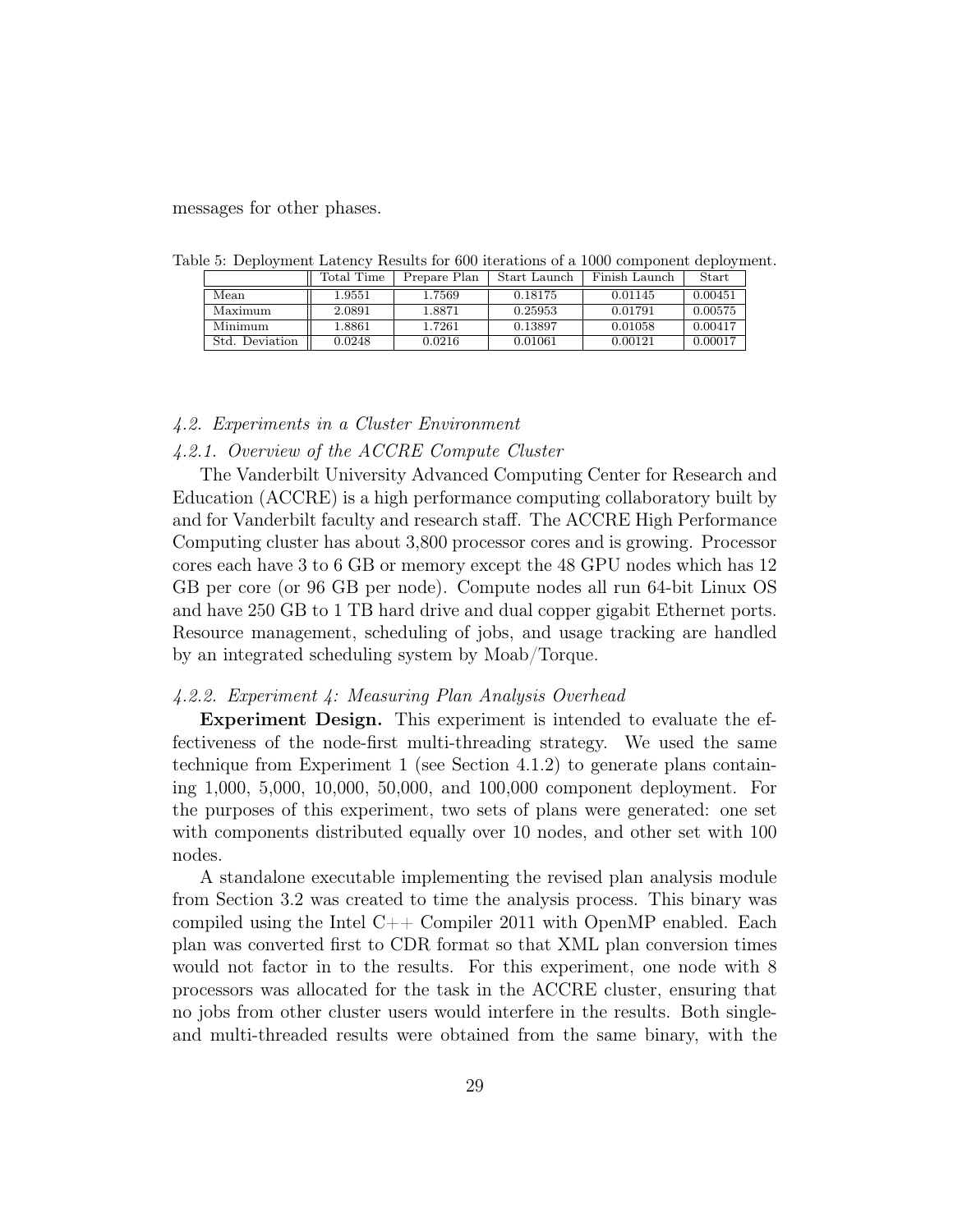messages for other phases.

Table 5: Deployment Latency Results for 600 iterations of a 1000 component deployment.

| | Total Time | Prepare Plan | Start Launch | Finish Launch | Start |
|---|---|---|---|---|---|
| Mean | 1.9551 | 1.7569 | 0.18175 | 0.01145 | 0.00451 |
| Maximum | 2.0891 | 1.8871 | 0.25953 | 0.01791 | 0.00575 |
| Minimum | 1.8861 | 1.7261 | 0.13897 | 0.01058 | 0.00417 |
| Std. Deviation | 0.0248 | 0.0216 | 0.01061 | 0.00121 | 0.00017 |

### *4.2. Experiments in a Cluster Environment*

#### *4.2.1. Overview of the ACCRE Compute Cluster*

The Vanderbilt University Advanced Computing Center for Research and Education (ACCRE) is a high performance computing collaboratory built by and for Vanderbilt faculty and research staff. The ACCRE High Performance Computing cluster has about 3,800 processor cores and is growing. Processor cores each have 3 to 6 GB or memory except the 48 GPU nodes which has 12 GB per core (or 96 GB per node). Compute nodes all run 64-bit Linux OS and have 250 GB to 1 TB hard drive and dual copper gigabit Ethernet ports. Resource management, scheduling of jobs, and usage tracking are handled by an integrated scheduling system by Moab/Torque.

#### *4.2.2. Experiment 4: Measuring Plan Analysis Overhead*

**Experiment Design.** This experiment is intended to evaluate the effectiveness of the node-first multi-threading strategy. We used the same technique from Experiment 1 (see Section 4.1.2) to generate plans containing 1,000, 5,000, 10,000, 50,000, and 100,000 component deployment. For the purposes of this experiment, two sets of plans were generated: one set with components distributed equally over 10 nodes, and other set with 100 nodes.

A standalone executable implementing the revised plan analysis module from Section 3.2 was created to time the analysis process. This binary was compiled using the Intel C++ Compiler 2011 with OpenMP enabled. Each plan was converted first to CDR format so that XML plan conversion times would not factor in to the results. For this experiment, one node with 8 processors was allocated for the task in the ACCRE cluster, ensuring that no jobs from other cluster users would interfere in the results. Both single- and multi-threaded results were obtained from the same binary, with the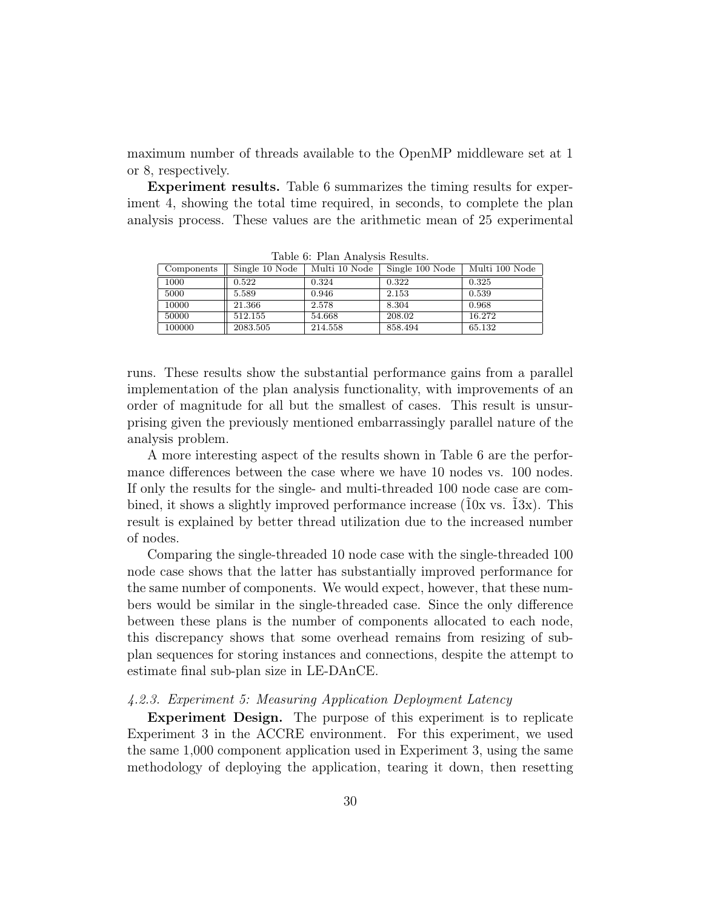maximum number of threads available to the OpenMP middleware set at 1 or 8, respectively.

**Experiment results.** Table 6 summarizes the timing results for experiment 4, showing the total time required, in seconds, to complete the plan analysis process. These values are the arithmetic mean of 25 experimental runs. These results show the substantial performance gains from a parallel implementation of the plan analysis functionality, with improvements of an order of magnitude for all but the smallest of cases. This result is unsurprising given the previously mentioned embarrassingly parallel nature of the analysis problem.

Table 6: Plan Analysis Results.

| Components | Single 10 Node | Multi 10 Node | Single 100 Node | Multi 100 Node |
|---|---|---|---|---|
| 1000 | 0.522 | 0.324 | 0.322 | 0.325 |
| 5000 | 5.589 | 0.946 | 2.153 | 0.539 |
| 10000 | 21.366 | 2.578 | 8.304 | 0.968 |
| 50000 | 512.155 | 54.668 | 208.02 | 16.272 |
| 100000 | 2083.505 | 214.558 | 858.494 | 65.132 |

A more interesting aspect of the results shown in Table 6 are the performance differences between the case where we have 10 nodes vs. 100 nodes. If only the results for the single- and multi-threaded 100 node case are combined, it shows a slightly improved performance increase ($\tilde{1}$0x vs. $\tilde{1}$3x). This result is explained by better thread utilization due to the increased number of nodes.

Comparing the single-threaded 10 node case with the single-threaded 100 node case shows that the latter has substantially improved performance for the same number of components. We would expect, however, that these numbers would be similar in the single-threaded case. Since the only difference between these plans is the number of components allocated to each node, this discrepancy shows that some overhead remains from resizing of sub-plan sequences for storing instances and connections, despite the attempt to estimate final sub-plan size in LE-DAnCE.

#### *4.2.3. Experiment 5: Measuring Application Deployment Latency*

**Experiment Design.** The purpose of this experiment is to replicate Experiment 3 in the ACCRE environment. For this experiment, we used the same 1,000 component application used in Experiment 3, using the same methodology of deploying the application, tearing it down, then resetting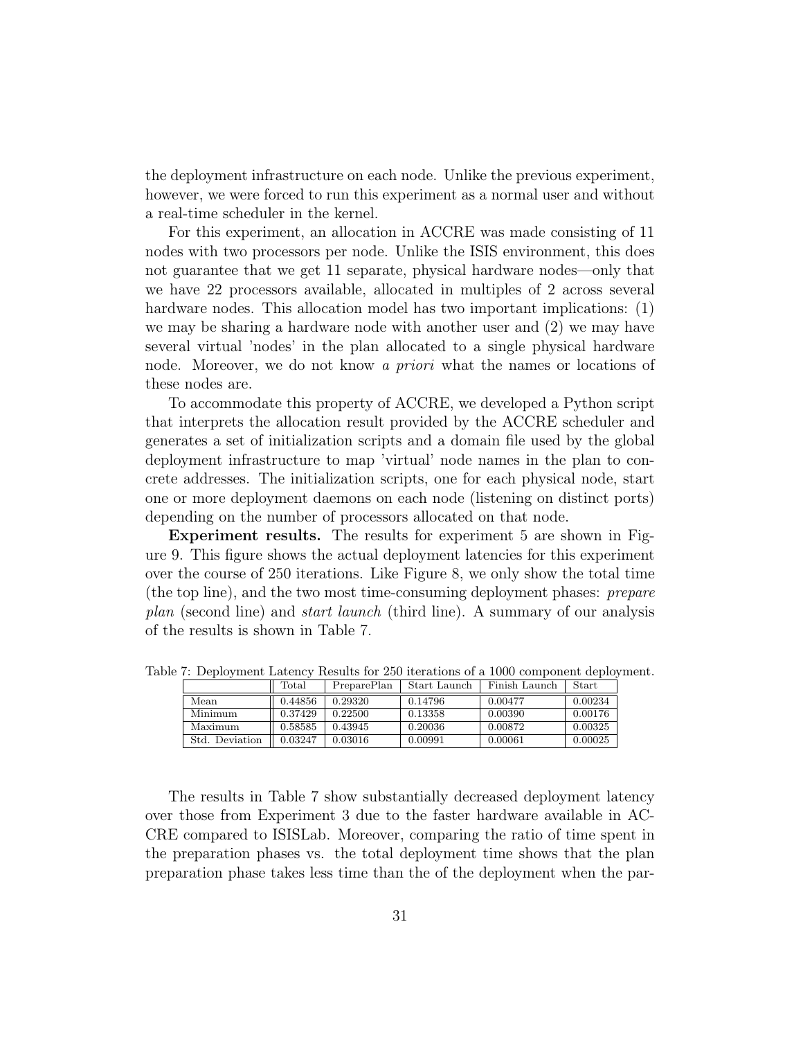the deployment infrastructure on each node. Unlike the previous experiment, however, we were forced to run this experiment as a normal user and without a real-time scheduler in the kernel.

For this experiment, an allocation in ACCRE was made consisting of 11 nodes with two processors per node. Unlike the ISIS environment, this does not guarantee that we get 11 separate, physical hardware nodes—only that we have 22 processors available, allocated in multiples of 2 across several hardware nodes. This allocation model has two important implications: (1) we may be sharing a hardware node with another user and (2) we may have several virtual 'nodes' in the plan allocated to a single physical hardware node. Moreover, we do not know *a priori* what the names or locations of these nodes are.

To accommodate this property of ACCRE, we developed a Python script that interprets the allocation result provided by the ACCRE scheduler and generates a set of initialization scripts and a domain file used by the global deployment infrastructure to map 'virtual' node names in the plan to concrete addresses. The initialization scripts, one for each physical node, start one or more deployment daemons on each node (listening on distinct ports) depending on the number of processors allocated on that node.

**Experiment results.** The results for experiment 5 are shown in Figure 9. This figure shows the actual deployment latencies for this experiment over the course of 250 iterations. Like Figure 8, we only show the total time (the top line), and the two most time-consuming deployment phases: *prepare plan* (second line) and *start launch* (third line). A summary of our analysis of the results is shown in Table 7.

Table 7: Deployment Latency Results for 250 iterations of a 1000 component deployment.

| | Total | PreparePlan | Start Launch | Finish Launch | Start |
|---|---|---|---|---|---|
| Mean | 0.44856 | 0.29320 | 0.14796 | 0.00477 | 0.00234 |
| Minimum | 0.37429 | 0.22500 | 0.13358 | 0.00390 | 0.00176 |
| Maximum | 0.58585 | 0.43945 | 0.20036 | 0.00872 | 0.00325 |
| Std. Deviation | 0.03247 | 0.03016 | 0.00991 | 0.00061 | 0.00025 |

The results in Table 7 show substantially decreased deployment latency over those from Experiment 3 due to the faster hardware available in ACCRE compared to ISISLab. Moreover, comparing the ratio of time spent in the preparation phases vs. the total deployment time shows that the plan preparation phase takes less time than the of the deployment when the par-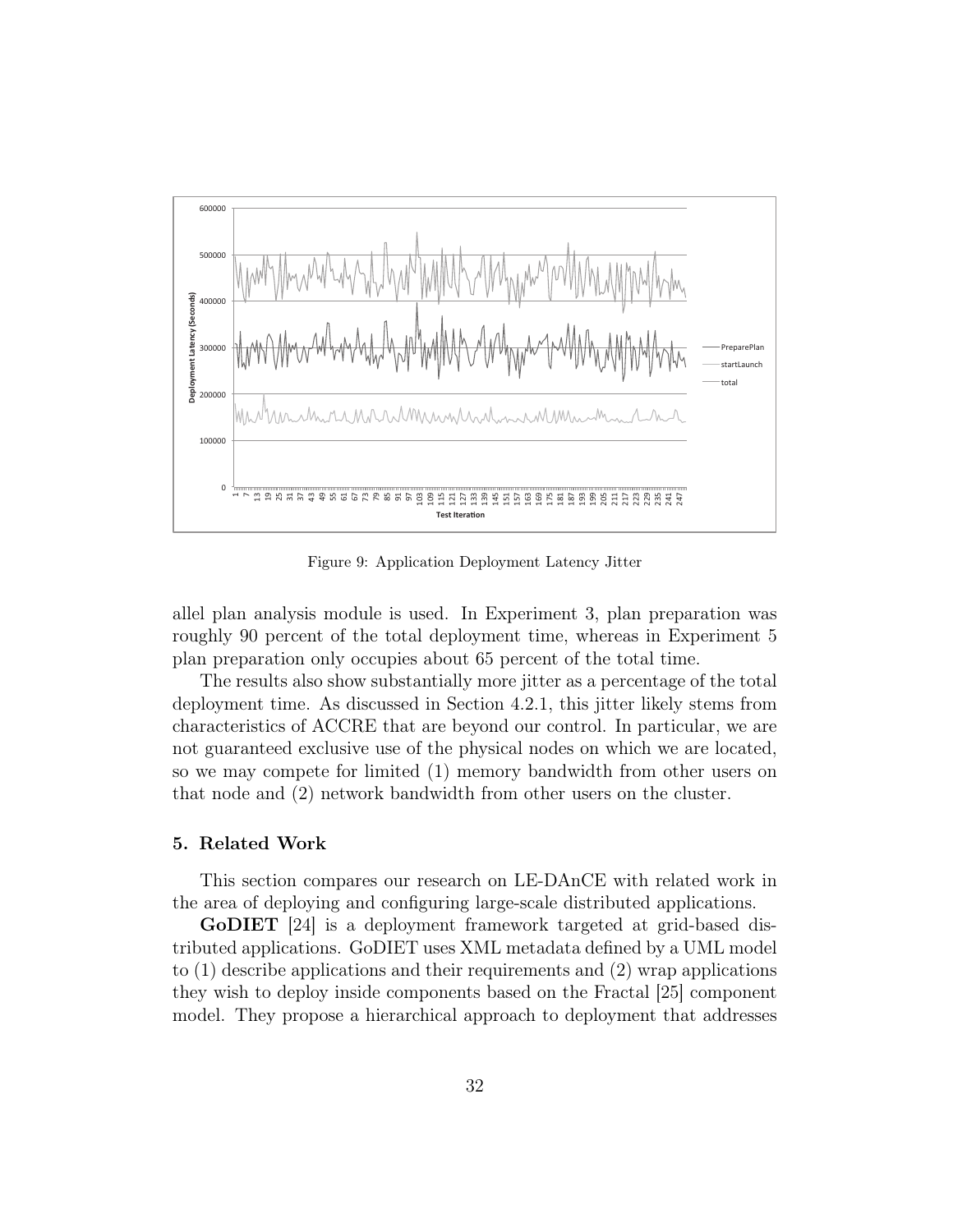Figure 9: Application Deployment Latency Jitter

allel plan analysis module is used. In Experiment 3, plan preparation was roughly 90 percent of the total deployment time, whereas in Experiment 5 plan preparation only occupies about 65 percent of the total time.

The results also show substantially more jitter as a percentage of the total deployment time. As discussed in Section 4.2.1, this jitter likely stems from characteristics of ACCRE that are beyond our control. In particular, we are not guaranteed exclusive use of the physical nodes on which we are located, so we may compete for limited (1) memory bandwidth from other users on that node and (2) network bandwidth from other users on the cluster.

## 5. Related Work

This section compares our research on LE-DAnCE with related work in the area of deploying and configuring large-scale distributed applications.

**GoDIET** [24] is a deployment framework targeted at grid-based distributed applications. GoDIET uses XML metadata defined by a UML model to (1) describe applications and their requirements and (2) wrap applications they wish to deploy inside components based on the Fractal [25] component model. They propose a hierarchical approach to deployment that addresses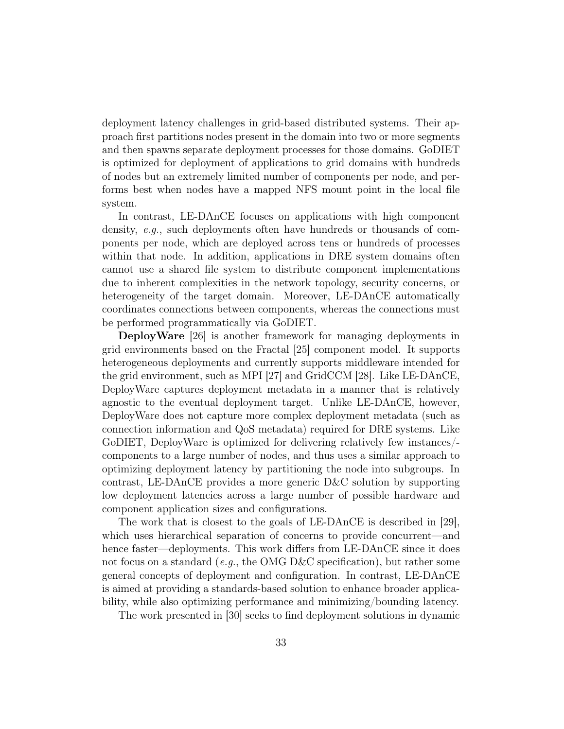deployment latency challenges in grid-based distributed systems. Their approach first partitions nodes present in the domain into two or more segments and then spawns separate deployment processes for those domains. GoDIET is optimized for deployment of applications to grid domains with hundreds of nodes but an extremely limited number of components per node, and performs best when nodes have a mapped NFS mount point in the local file system.

In contrast, LE-DAnCE focuses on applications with high component density, *e.g.*, such deployments often have hundreds or thousands of components per node, which are deployed across tens or hundreds of processes within that node. In addition, applications in DRE system domains often cannot use a shared file system to distribute component implementations due to inherent complexities in the network topology, security concerns, or heterogeneity of the target domain. Moreover, LE-DAnCE automatically coordinates connections between components, whereas the connections must be performed programmatically via GoDIET.

**DeployWare** [26] is another framework for managing deployments in grid environments based on the Fractal [25] component model. It supports heterogeneous deployments and currently supports middleware intended for the grid environment, such as MPI [27] and GridCCM [28]. Like LE-DAnCE, DeployWare captures deployment metadata in a manner that is relatively agnostic to the eventual deployment target. Unlike LE-DAnCE, however, DeployWare does not capture more complex deployment metadata (such as connection information and QoS metadata) required for DRE systems. Like GoDIET, DeployWare is optimized for delivering relatively few instances/-components to a large number of nodes, and thus uses a similar approach to optimizing deployment latency by partitioning the node into subgroups. In contrast, LE-DAnCE provides a more generic D&C solution by supporting low deployment latencies across a large number of possible hardware and component application sizes and configurations.

The work that is closest to the goals of LE-DAnCE is described in [29], which uses hierarchical separation of concerns to provide concurrent—and hence faster—deployments. This work differs from LE-DAnCE since it does not focus on a standard (*e.g.*, the OMG D&C specification), but rather some general concepts of deployment and configuration. In contrast, LE-DAnCE is aimed at providing a standards-based solution to enhance broader applicability, while also optimizing performance and minimizing/bounding latency.

The work presented in [30] seeks to find deployment solutions in dynamic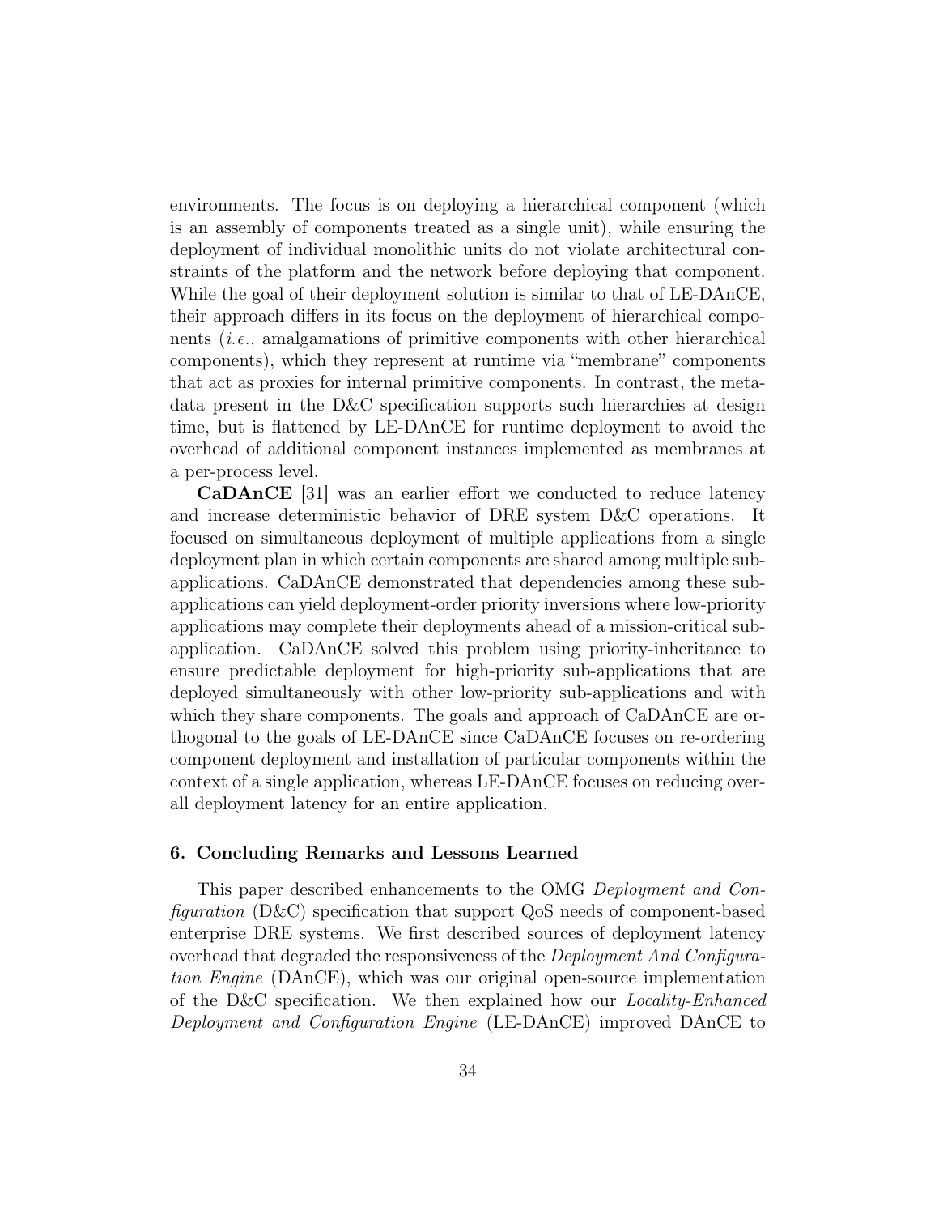environments. The focus is on deploying a hierarchical component (which is an assembly of components treated as a single unit), while ensuring the deployment of individual monolithic units do not violate architectural constraints of the platform and the network before deploying that component. While the goal of their deployment solution is similar to that of LE-DAnCE, their approach differs in its focus on the deployment of hierarchical components (*i.e.*, amalgamations of primitive components with other hierarchical components), which they represent at runtime via "membrane" components that act as proxies for internal primitive components. In contrast, the metadata present in the D&C specification supports such hierarchies at design time, but is flattened by LE-DAnCE for runtime deployment to avoid the overhead of additional component instances implemented as membranes at a per-process level.

**CaDAnCE** [31] was an earlier effort we conducted to reduce latency and increase deterministic behavior of DRE system D&C operations. It focused on simultaneous deployment of multiple applications from a single deployment plan in which certain components are shared among multiple sub-applications. CaDAnCE demonstrated that dependencies among these sub-applications can yield deployment-order priority inversions where low-priority applications may complete their deployments ahead of a mission-critical sub-application. CaDAnCE solved this problem using priority-inheritance to ensure predictable deployment for high-priority sub-applications that are deployed simultaneously with other low-priority sub-applications and with which they share components. The goals and approach of CaDAnCE are orthogonal to the goals of LE-DAnCE since CaDAnCE focuses on re-ordering component deployment and installation of particular components within the context of a single application, whereas LE-DAnCE focuses on reducing overall deployment latency for an entire application.

## 6. Concluding Remarks and Lessons Learned

This paper described enhancements to the OMG *Deployment and Configuration* (D&C) specification that support QoS needs of component-based enterprise DRE systems. We first described sources of deployment latency overhead that degraded the responsiveness of the *Deployment And Configuration Engine* (DAnCE), which was our original open-source implementation of the D&C specification. We then explained how our *Locality-Enhanced Deployment and Configuration Engine* (LE-DAnCE) improved DAnCE to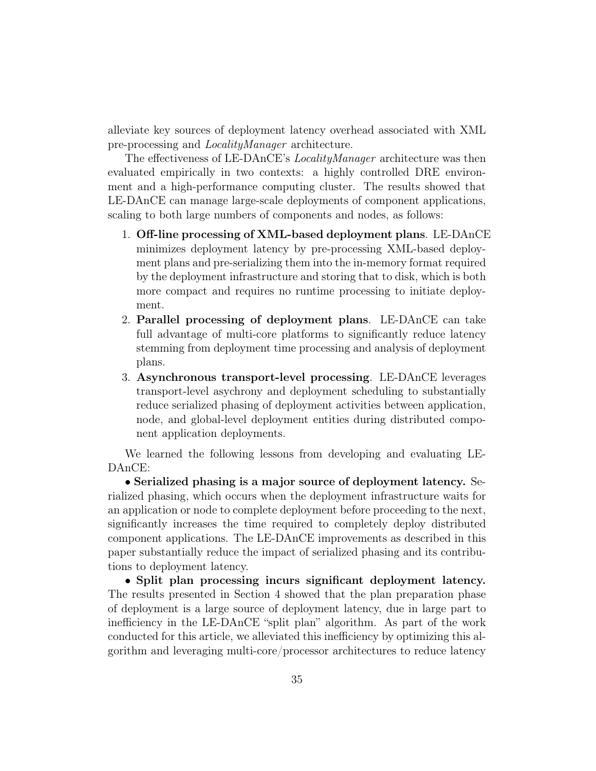alleviate key sources of deployment latency overhead associated with XML pre-processing and *LocalityManager* architecture.

The effectiveness of LE-DAnCE's *LocalityManager* architecture was then evaluated empirically in two contexts: a highly controlled DRE environment and a high-performance computing cluster. The results showed that LE-DAnCE can manage large-scale deployments of component applications, scaling to both large numbers of components and nodes, as follows:

1. **Off-line processing of XML-based deployment plans**. LE-DAnCE minimizes deployment latency by pre-processing XML-based deployment plans and pre-serializing them into the in-memory format required by the deployment infrastructure and storing that to disk, which is both more compact and requires no runtime processing to initiate deployment.
2. **Parallel processing of deployment plans**. LE-DAnCE can take full advantage of multi-core platforms to significantly reduce latency stemming from deployment time processing and analysis of deployment plans.
3. **Asynchronous transport-level processing**. LE-DAnCE leverages transport-level asychrony and deployment scheduling to substantially reduce serialized phasing of deployment activities between application, node, and global-level deployment entities during distributed component application deployments.

We learned the following lessons from developing and evaluating LE-DAnCE:

• **Serialized phasing is a major source of deployment latency.** Serialized phasing, which occurs when the deployment infrastructure waits for an application or node to complete deployment before proceeding to the next, significantly increases the time required to completely deploy distributed component applications. The LE-DAnCE improvements as described in this paper substantially reduce the impact of serialized phasing and its contributions to deployment latency.

• **Split plan processing incurs significant deployment latency.** The results presented in Section 4 showed that the plan preparation phase of deployment is a large source of deployment latency, due in large part to inefficiency in the LE-DAnCE "split plan" algorithm. As part of the work conducted for this article, we alleviated this inefficiency by optimizing this algorithm and leveraging multi-core/processor architectures to reduce latency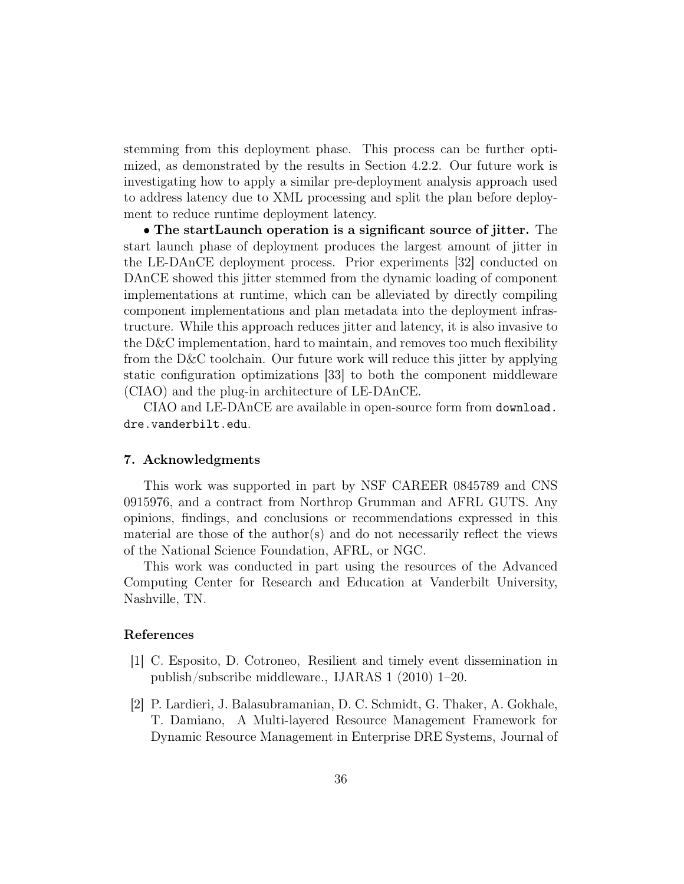stemming from this deployment phase. This process can be further optimized, as demonstrated by the results in Section 4.2.2. Our future work is investigating how to apply a similar pre-deployment analysis approach used to address latency due to XML processing and split the plan before deployment to reduce runtime deployment latency.

• **The startLaunch operation is a significant source of jitter.** The start launch phase of deployment produces the largest amount of jitter in the LE-DAnCE deployment process. Prior experiments [32] conducted on DAnCE showed this jitter stemmed from the dynamic loading of component implementations at runtime, which can be alleviated by directly compiling component implementations and plan metadata into the deployment infrastructure. While this approach reduces jitter and latency, it is also invasive to the D&C implementation, hard to maintain, and removes too much flexibility from the D&C toolchain. Our future work will reduce this jitter by applying static configuration optimizations [33] to both the component middleware (CIAO) and the plug-in architecture of LE-DAnCE.

CIAO and LE-DAnCE are available in open-source form from `download.dre.vanderbilt.edu`.

## 7. Acknowledgments

This work was supported in part by NSF CAREER 0845789 and CNS 0915976, and a contract from Northrop Grumman and AFRL GUTS. Any opinions, findings, and conclusions or recommendations expressed in this material are those of the author(s) and do not necessarily reflect the views of the National Science Foundation, AFRL, or NGC.

This work was conducted in part using the resources of the Advanced Computing Center for Research and Education at Vanderbilt University, Nashville, TN.

## References

[1] C. Esposito, D. Cotroneo, Resilient and timely event dissemination in publish/subscribe middleware., IJARAS 1 (2010) 1–20.

[2] P. Lardieri, J. Balasubramanian, D. C. Schmidt, G. Thaker, A. Gokhale, T. Damiano, A Multi-layered Resource Management Framework for Dynamic Resource Management in Enterprise DRE Systems, Journal of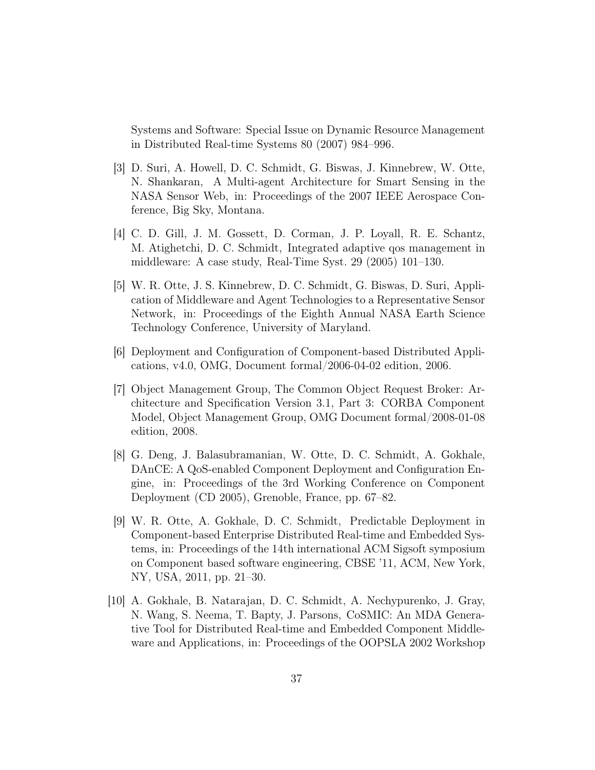Systems and Software: Special Issue on Dynamic Resource Management in Distributed Real-time Systems 80 (2007) 984–996.

[3] D. Suri, A. Howell, D. C. Schmidt, G. Biswas, J. Kinnebrew, W. Otte, N. Shankaran, A Multi-agent Architecture for Smart Sensing in the NASA Sensor Web, in: Proceedings of the 2007 IEEE Aerospace Conference, Big Sky, Montana.

[4] C. D. Gill, J. M. Gossett, D. Corman, J. P. Loyall, R. E. Schantz, M. Atighetchi, D. C. Schmidt, Integrated adaptive qos management in middleware: A case study, Real-Time Syst. 29 (2005) 101–130.

[5] W. R. Otte, J. S. Kinnebrew, D. C. Schmidt, G. Biswas, D. Suri, Application of Middleware and Agent Technologies to a Representative Sensor Network, in: Proceedings of the Eighth Annual NASA Earth Science Technology Conference, University of Maryland.

[6] Deployment and Configuration of Component-based Distributed Applications, v4.0, OMG, Document formal/2006-04-02 edition, 2006.

[7] Object Management Group, The Common Object Request Broker: Architecture and Specification Version 3.1, Part 3: CORBA Component Model, Object Management Group, OMG Document formal/2008-01-08 edition, 2008.

[8] G. Deng, J. Balasubramanian, W. Otte, D. C. Schmidt, A. Gokhale, DAnCE: A QoS-enabled Component Deployment and Configuration Engine, in: Proceedings of the 3rd Working Conference on Component Deployment (CD 2005), Grenoble, France, pp. 67–82.

[9] W. R. Otte, A. Gokhale, D. C. Schmidt, Predictable Deployment in Component-based Enterprise Distributed Real-time and Embedded Systems, in: Proceedings of the 14th international ACM Sigsoft symposium on Component based software engineering, CBSE '11, ACM, New York, NY, USA, 2011, pp. 21–30.

[10] A. Gokhale, B. Natarajan, D. C. Schmidt, A. Nechypurenko, J. Gray, N. Wang, S. Neema, T. Bapty, J. Parsons, CoSMIC: An MDA Generative Tool for Distributed Real-time and Embedded Component Middleware and Applications, in: Proceedings of the OOPSLA 2002 Workshop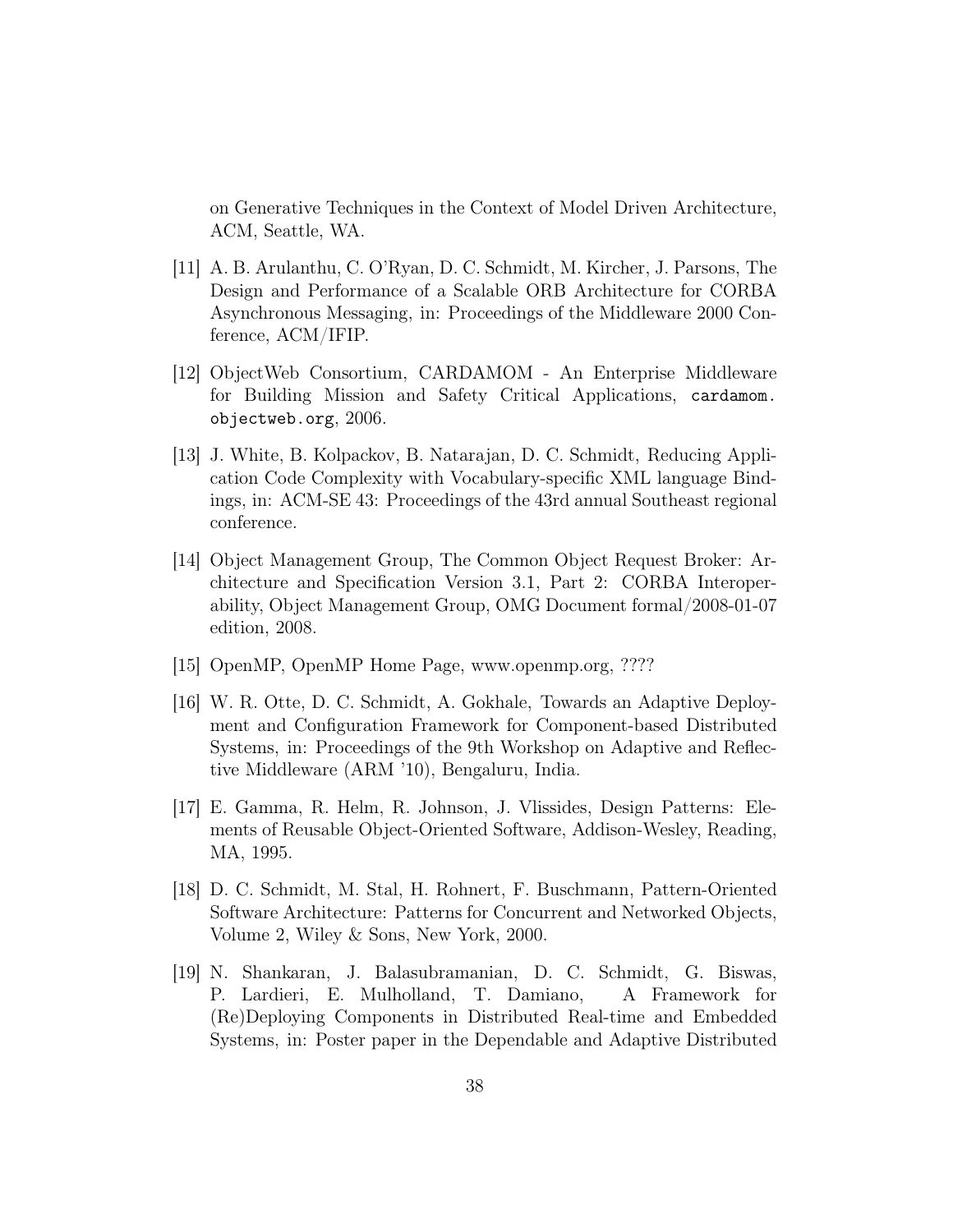on Generative Techniques in the Context of Model Driven Architecture, ACM, Seattle, WA.

[11] A. B. Arulanthu, C. O'Ryan, D. C. Schmidt, M. Kircher, J. Parsons, The Design and Performance of a Scalable ORB Architecture for CORBA Asynchronous Messaging, in: Proceedings of the Middleware 2000 Conference, ACM/IFIP.

[12] ObjectWeb Consortium, CARDAMOM - An Enterprise Middleware for Building Mission and Safety Critical Applications, `cardamom.objectweb.org`, 2006.

[13] J. White, B. Kolpackov, B. Natarajan, D. C. Schmidt, Reducing Application Code Complexity with Vocabulary-specific XML language Bindings, in: ACM-SE 43: Proceedings of the 43rd annual Southeast regional conference.

[14] Object Management Group, The Common Object Request Broker: Architecture and Specification Version 3.1, Part 2: CORBA Interoperability, Object Management Group, OMG Document formal/2008-01-07 edition, 2008.

[15] OpenMP, OpenMP Home Page, www.openmp.org, ????

[16] W. R. Otte, D. C. Schmidt, A. Gokhale, Towards an Adaptive Deployment and Configuration Framework for Component-based Distributed Systems, in: Proceedings of the 9th Workshop on Adaptive and Reflective Middleware (ARM '10), Bengaluru, India.

[17] E. Gamma, R. Helm, R. Johnson, J. Vlissides, Design Patterns: Elements of Reusable Object-Oriented Software, Addison-Wesley, Reading, MA, 1995.

[18] D. C. Schmidt, M. Stal, H. Rohnert, F. Buschmann, Pattern-Oriented Software Architecture: Patterns for Concurrent and Networked Objects, Volume 2, Wiley & Sons, New York, 2000.

[19] N. Shankaran, J. Balasubramanian, D. C. Schmidt, G. Biswas, P. Lardieri, E. Mulholland, T. Damiano, A Framework for (Re)Deploying Components in Distributed Real-time and Embedded Systems, in: Poster paper in the Dependable and Adaptive Distributed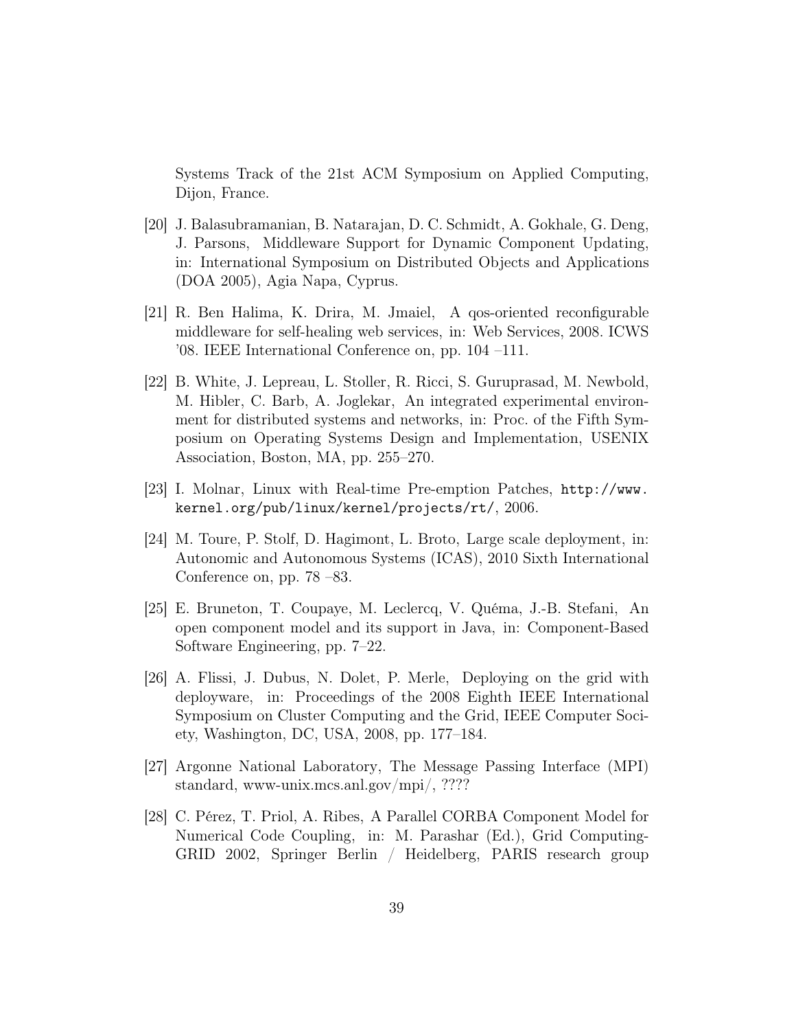Systems Track of the 21st ACM Symposium on Applied Computing, Dijon, France.

[20] J. Balasubramanian, B. Natarajan, D. C. Schmidt, A. Gokhale, G. Deng, J. Parsons, Middleware Support for Dynamic Component Updating, in: International Symposium on Distributed Objects and Applications (DOA 2005), Agia Napa, Cyprus.

[21] R. Ben Halima, K. Drira, M. Jmaiel, A qos-oriented reconfigurable middleware for self-healing web services, in: Web Services, 2008. ICWS '08. IEEE International Conference on, pp. 104 –111.

[22] B. White, J. Lepreau, L. Stoller, R. Ricci, S. Guruprasad, M. Newbold, M. Hibler, C. Barb, A. Joglekar, An integrated experimental environment for distributed systems and networks, in: Proc. of the Fifth Symposium on Operating Systems Design and Implementation, USENIX Association, Boston, MA, pp. 255–270.

[23] I. Molnar, Linux with Real-time Pre-emption Patches, `http://www.kernel.org/pub/linux/kernel/projects/rt/`, 2006.

[24] M. Toure, P. Stolf, D. Hagimont, L. Broto, Large scale deployment, in: Autonomic and Autonomous Systems (ICAS), 2010 Sixth International Conference on, pp. 78 –83.

[25] E. Bruneton, T. Coupaye, M. Leclercq, V. Quéma, J.-B. Stefani, An open component model and its support in Java, in: Component-Based Software Engineering, pp. 7–22.

[26] A. Flissi, J. Dubus, N. Dolet, P. Merle, Deploying on the grid with deployware, in: Proceedings of the 2008 Eighth IEEE International Symposium on Cluster Computing and the Grid, IEEE Computer Society, Washington, DC, USA, 2008, pp. 177–184.

[27] Argonne National Laboratory, The Message Passing Interface (MPI) standard, www-unix.mcs.anl.gov/mpi/, ????

[28] C. Pérez, T. Priol, A. Ribes, A Parallel CORBA Component Model for Numerical Code Coupling, in: M. Parashar (Ed.), Grid Computing-GRID 2002, Springer Berlin / Heidelberg, PARIS research group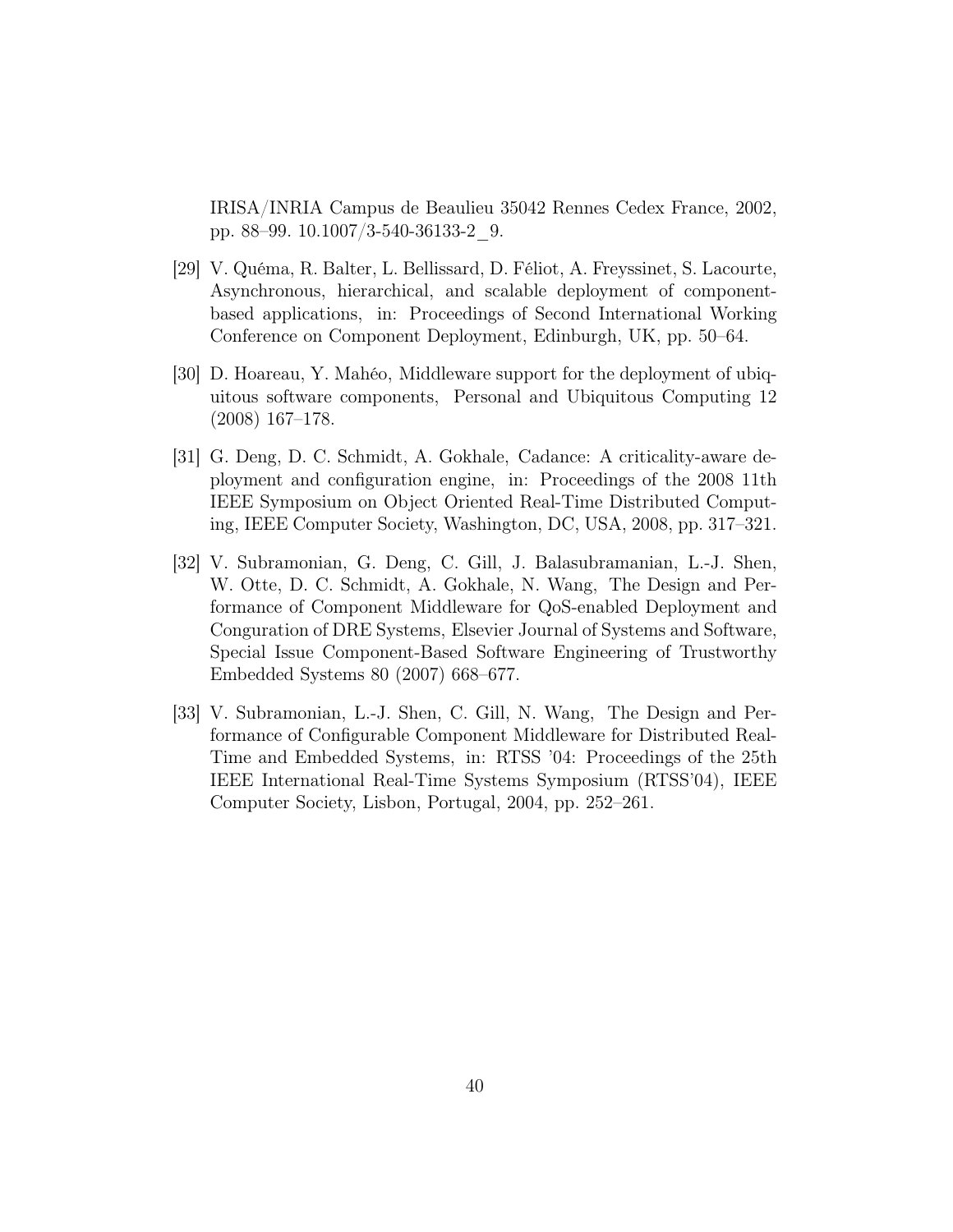IRISA/INRIA Campus de Beaulieu 35042 Rennes Cedex France, 2002, pp. 88–99. 10.1007/3-540-36133-2_9.

[29] V. Quéma, R. Balter, L. Bellissard, D. Féliot, A. Freyssinet, S. Lacourte, Asynchronous, hierarchical, and scalable deployment of component-based applications, in: Proceedings of Second International Working Conference on Component Deployment, Edinburgh, UK, pp. 50–64.

[30] D. Hoareau, Y. Mahéo, Middleware support for the deployment of ubiquitous software components, Personal and Ubiquitous Computing 12 (2008) 167–178.

[31] G. Deng, D. C. Schmidt, A. Gokhale, Cadance: A criticality-aware deployment and configuration engine, in: Proceedings of the 2008 11th IEEE Symposium on Object Oriented Real-Time Distributed Computing, IEEE Computer Society, Washington, DC, USA, 2008, pp. 317–321.

[32] V. Subramonian, G. Deng, C. Gill, J. Balasubramanian, L.-J. Shen, W. Otte, D. C. Schmidt, A. Gokhale, N. Wang, The Design and Performance of Component Middleware for QoS-enabled Deployment and Conguration of DRE Systems, Elsevier Journal of Systems and Software, Special Issue Component-Based Software Engineering of Trustworthy Embedded Systems 80 (2007) 668–677.

[33] V. Subramonian, L.-J. Shen, C. Gill, N. Wang, The Design and Performance of Configurable Component Middleware for Distributed Real-Time and Embedded Systems, in: RTSS '04: Proceedings of the 25th IEEE International Real-Time Systems Symposium (RTSS'04), IEEE Computer Society, Lisbon, Portugal, 2004, pp. 252–261.